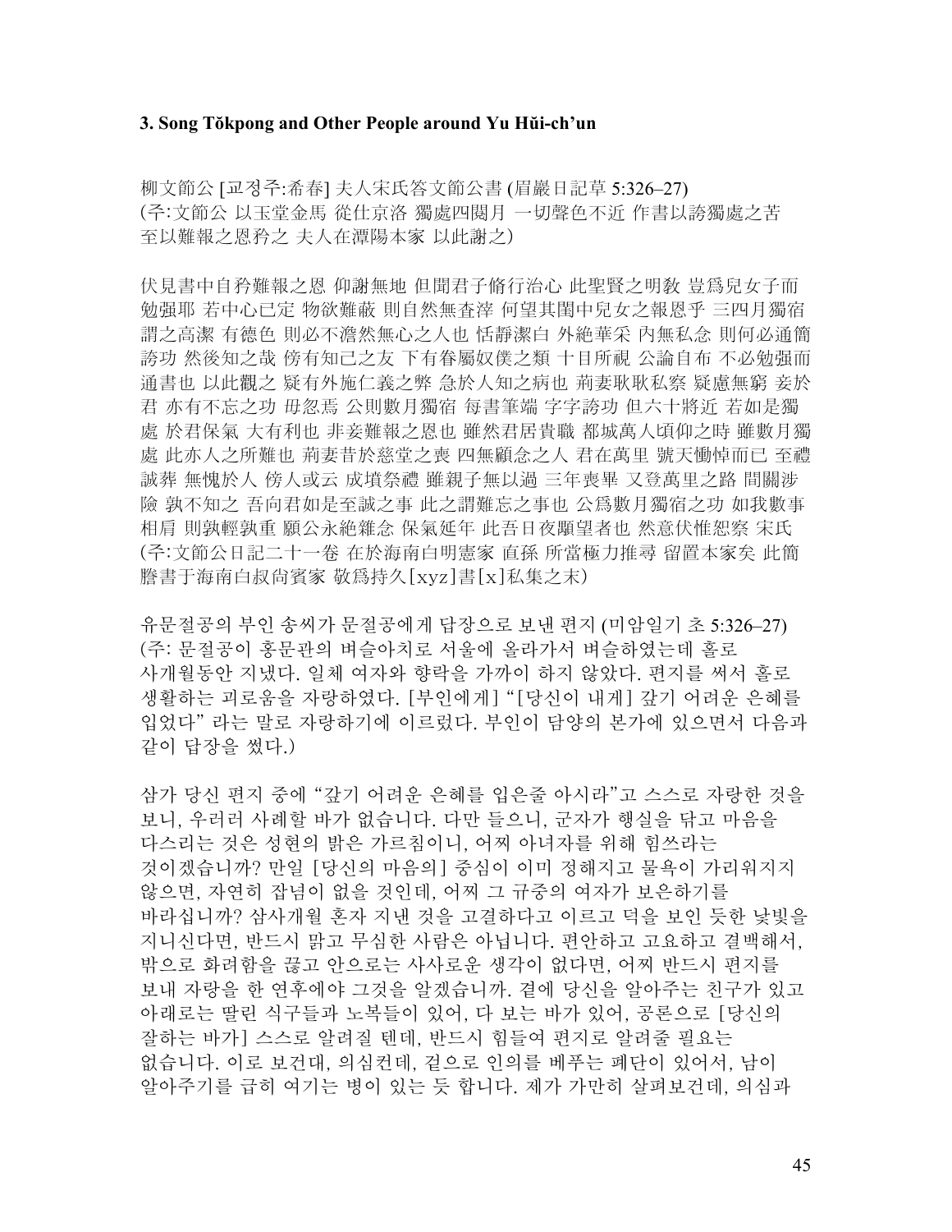### 3. Song Tŏkpong and Other People around Yu Hŭi-ch'un

柳文節公 [교정주:希春] 夫人宋氏答文節公書 (眉巖日記草 5:326–27)
(主:文節公 以玉堂金馬 從仕京洛 獨處四閱月 一切聲色不近 作書以誇獨處之苦 至以難報之恩矜之 夫人在潭陽本家 以此謝之)

伏見書中自矜難報之恩 仰謝無地 但聞君子脩行治心 此聖賢之明敎 豈爲兒女子而勉強耶 若中心已定 物欲難蔽 則自然無查滓 何望其閨中兒女之報恩乎 三四月獨宿謂之高潔 有德色 則必不澹然無心之人也 恬靜潔白 外絕華采 內無私念 則何必通簡誇功 然後知之哉 傍有知己之友 下有眷屬奴僕之類 十目所視 公論自布 不必勉強而通書也 以此觀之 疑有外施仁義之弊 急於人知之病也 荊妻耿耿私察 疑慮無窮 妾於君 亦有不忘之功 毋忽焉 公則數月獨宿 每書筆端 字字誇功 但六十將近 若如是獨處 於君保氣 大有利也 非妾難報之恩也 雖然君居貴職 都城萬人頃仰之時 雖數月獨處 此亦人之所難也 荊妻昔於慈堂之喪 四無顧念之人 君在萬里 號天慟悼而已 至禮誠葬 無愧於人 傍人或云 成墳祭禮 雖親子無以過 三年喪畢 又登萬里之路 間關涉險 孰不知之 吾向君如是至誠之事 此之謂難忘之事也 公爲數月獨宿之功 如我數事相肩 則孰輕孰重 願公永絕雜念 保氣延年 此吾日夜顒望者也 然意伏惟恕察 宋氏
(主:文節公日記二十一卷 在於海南白明憲家 直孫 所當極力推尋 留置本家矣 此簡謄書于海南白叔尚賓家 敬爲持久[xyz]書[x]私集之末)

유문절공의 부인 송씨가 문절공에게 답장으로 보낸 편지 (미암일기 초 5:326–27)
(주: 문절공이 홍문관의 벼슬아치로 서울에 올라가서 벼슬하였는데 홀로 사개월동안 지냈다. 일체 여자와 향락을 가까이 하지 않았다. 편지를 써서 홀로 생활하는 괴로움을 자랑하였다. [부인에게] "[당신이 내게] 갚기 어려운 은혜를 입었다" 라는 말로 자랑하기에 이르렀다. 부인이 담양의 본가에 있으면서 다음과 같이 답장을 썼다.)

삼가 당신 편지 중에 "갚기 어려운 은혜를 입은줄 아시라"고 스스로 자랑한 것을 보니, 우러러 사례할 바가 없습니다. 다만 들으니, 군자가 행실을 닦고 마음을 다스리는 것은 성현의 밝은 가르침이니, 어찌 아녀자를 위해 힘쓰라는 것이겠습니까? 만일 [당신의 마음의] 중심이 이미 정해지고 물욕이 가리워지지 않으면, 자연히 잡념이 없을 것인데, 어찌 그 규중의 여자가 보은하기를 바라십니까? 삼사개월 혼자 지낸 것을 고결하다고 이르고 덕을 보인 듯한 낯빛을 지니신다면, 반드시 맑고 무심한 사람은 아닙니다. 편안하고 고요하고 결백해서, 밖으로 화려함을 끊고 안으로는 사사로운 생각이 없다면, 어찌 반드시 편지를 보내 자랑을 한 연후에야 그것을 알겠습니까. 곁에 당신을 알아주는 친구가 있고 아래로는 딸린 식구들과 노복들이 있어, 다 보는 바가 있어, 공론으로 [당신의 잘하는 바가] 스스로 알려질 텐데, 반드시 힘들여 편지로 알려줄 필요는 없습니다. 이로 보건대, 의심컨데, 겉으로 인의를 베푸는 폐단이 있어서, 남이 알아주기를 급히 여기는 병이 있는 듯 합니다. 제가 가만히 살펴보건데, 의심과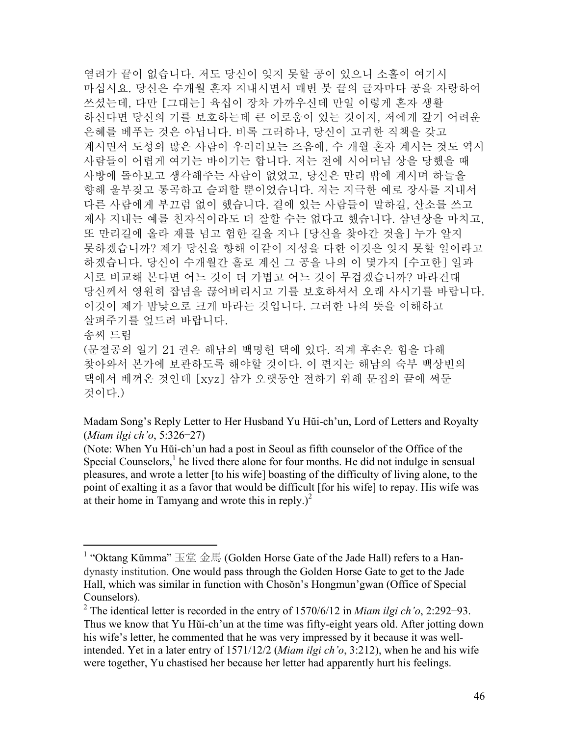염려가 끝이 없습니다. 저도 당신이 잊지 못할 공이 있으니 소홀이 여기시 마십시요. 당신은 수개월 혼자 지내시면서 매번 붓 끝의 글자마다 공을 자랑하여 쓰셨는데, 다만 [그대는] 육십이 장차 가까우신데 만일 이렇게 혼자 생활 하신다면 당신의 기를 보호하는데 큰 이로움이 있는 것이지, 저에게 갚기 어려운 은혜를 베푸는 것은 아닙니다. 비록 그러하나, 당신이 고귀한 직책을 갖고 계시면서 도성의 많은 사람이 우러러보는 즈음에, 수 개월 혼자 계시는 것도 역시 사람들이 어렵게 여기는 바이기는 합니다. 저는 전에 시어머님 상을 당했을 때 사방에 돌아보고 생각해주는 사람이 없었고, 당신은 만리 밖에 계시며 하늘을 향해 울부짖고 통곡하고 슬퍼할 뿐이었습니다. 저는 지극한 예로 장사를 지내서 다른 사람에게 부끄럼 없이 했습니다. 곁에 있는 사람들이 말하길, 산소를 쓰고 제사 지내는 예를 친자식이라도 더 잘할 수는 없다고 했습니다. 삼년상을 마치고, 또 만리길에 올라 재를 넘고 험한 길을 지나 [당신을 찾아간 것을] 누가 알지 못하겠습니까? 제가 당신을 향해 이같이 지성을 다한 이것은 잊지 못할 일이라고 하겠습니다. 당신이 수개월간 홀로 계신 그 공을 나의 이 몇가지 [수고한] 일과 서로 비교해 본다면 어느 것이 더 가볍고 어느 것이 무겁겠습니까? 바라건대 당신께서 영원히 잡념을 끊어버리시고 기를 보호하셔서 오래 사시기를 바랍니다. 이것이 제가 밤낮으로 크게 바라는 것입니다. 그러한 나의 뜻을 이해하고 살펴주기를 엎드려 바랍니다.

송씨 드림

(문절공의 일기 21 권은 해남의 백명헌 댁에 있다. 직계 후손은 힘을 다해 찾아와서 본가에 보관하도록 해야할 것이다. 이 편지는 해남의 숙부 백상빈의 댁에서 베껴온 것인데 [xyz] 삼가 오랫동안 전하기 위해 문집의 끝에 써둔 것이다.)

Madam Song's Reply Letter to Her Husband Yu Hŭi-ch'un, Lord of Letters and Royalty (*Miam ilgi ch'o*, 5:326–27)

(Note: When Yu Hŭi-ch'un had a post in Seoul as fifth counselor of the Office of the Special Counselors,[1] he lived there alone for four months. He did not indulge in sensual pleasures, and wrote a letter [to his wife] boasting of the difficulty of living alone, to the point of exalting it as a favor that would be difficult [for his wife] to repay. His wife was at their home in Tamyang and wrote this in reply.)[2]

---

[1] "Oktang Kŭmma" 玉堂 金馬 (Golden Horse Gate of the Jade Hall) refers to a Han-dynasty institution. One would pass through the Golden Horse Gate to get to the Jade Hall, which was similar in function with Chosŏn's Hongmun'gwan (Office of Special Counselors).

[2] The identical letter is recorded in the entry of 1570/6/12 in *Miam ilgi ch'o*, 2:292–93. Thus we know that Yu Hŭi-ch'un at the time was fifty-eight years old. After jotting down his wife's letter, he commented that he was very impressed by it because it was well-intended. Yet in a later entry of 1571/12/2 (*Miam ilgi ch'o*, 3:212), when he and his wife were together, Yu chastised her because her letter had apparently hurt his feelings.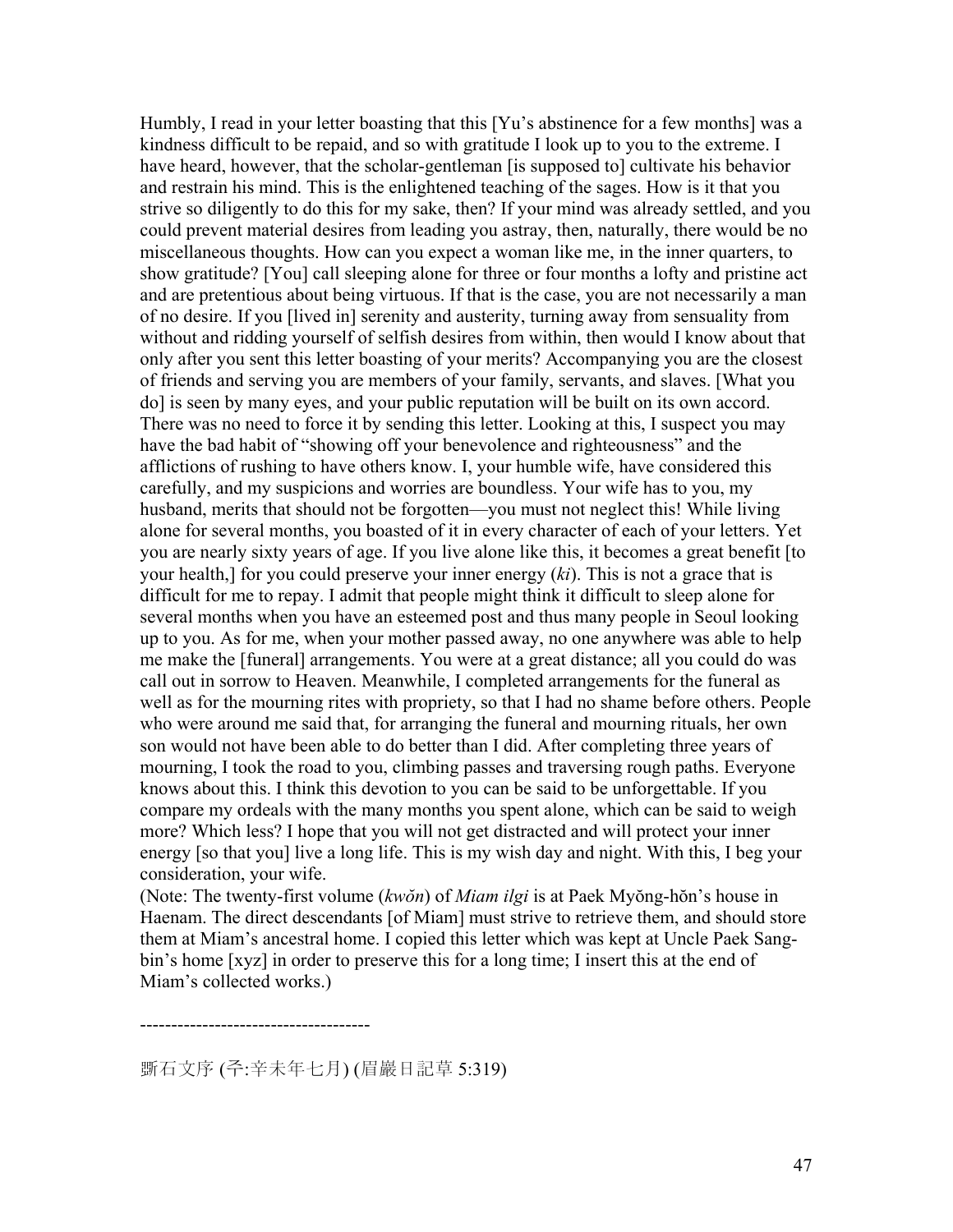Humbly, I read in your letter boasting that this [Yu's abstinence for a few months] was a kindness difficult to be repaid, and so with gratitude I look up to you to the extreme. I have heard, however, that the scholar-gentleman [is supposed to] cultivate his behavior and restrain his mind. This is the enlightened teaching of the sages. How is it that you strive so diligently to do this for my sake, then? If your mind was already settled, and you could prevent material desires from leading you astray, then, naturally, there would be no miscellaneous thoughts. How can you expect a woman like me, in the inner quarters, to show gratitude? [You] call sleeping alone for three or four months a lofty and pristine act and are pretentious about being virtuous. If that is the case, you are not necessarily a man of no desire. If you [lived in] serenity and austerity, turning away from sensuality from without and ridding yourself of selfish desires from within, then would I know about that only after you sent this letter boasting of your merits? Accompanying you are the closest of friends and serving you are members of your family, servants, and slaves. [What you do] is seen by many eyes, and your public reputation will be built on its own accord. There was no need to force it by sending this letter. Looking at this, I suspect you may have the bad habit of "showing off your benevolence and righteousness" and the afflictions of rushing to have others know. I, your humble wife, have considered this carefully, and my suspicions and worries are boundless. Your wife has to you, my husband, merits that should not be forgotten—you must not neglect this! While living alone for several months, you boasted of it in every character of each of your letters. Yet you are nearly sixty years of age. If you live alone like this, it becomes a great benefit [to your health,] for you could preserve your inner energy (*ki*). This is not a grace that is difficult for me to repay. I admit that people might think it difficult to sleep alone for several months when you have an esteemed post and thus many people in Seoul looking up to you. As for me, when your mother passed away, no one anywhere was able to help me make the [funeral] arrangements. You were at a great distance; all you could do was call out in sorrow to Heaven. Meanwhile, I completed arrangements for the funeral as well as for the mourning rites with propriety, so that I had no shame before others. People who were around me said that, for arranging the funeral and mourning rituals, her own son would not have been able to do better than I did. After completing three years of mourning, I took the road to you, climbing passes and traversing rough paths. Everyone knows about this. I think this devotion to you can be said to be unforgettable. If you compare my ordeals with the many months you spent alone, which can be said to weigh more? Which less? I hope that you will not get distracted and will protect your inner energy [so that you] live a long life. This is my wish day and night. With this, I beg your consideration, your wife.

(Note: The twenty-first volume (*kwŏn*) of *Miam ilgi* is at Paek Myŏng-hŏn's house in Haenam. The direct descendants [of Miam] must strive to retrieve them, and should store them at Miam's ancestral home. I copied this letter which was kept at Uncle Paek Sang-bin's home [xyz] in order to preserve this for a long time; I insert this at the end of Miam's collected works.)

---

斵石文序 (주:辛未年七月) (眉巖日記草 5:319)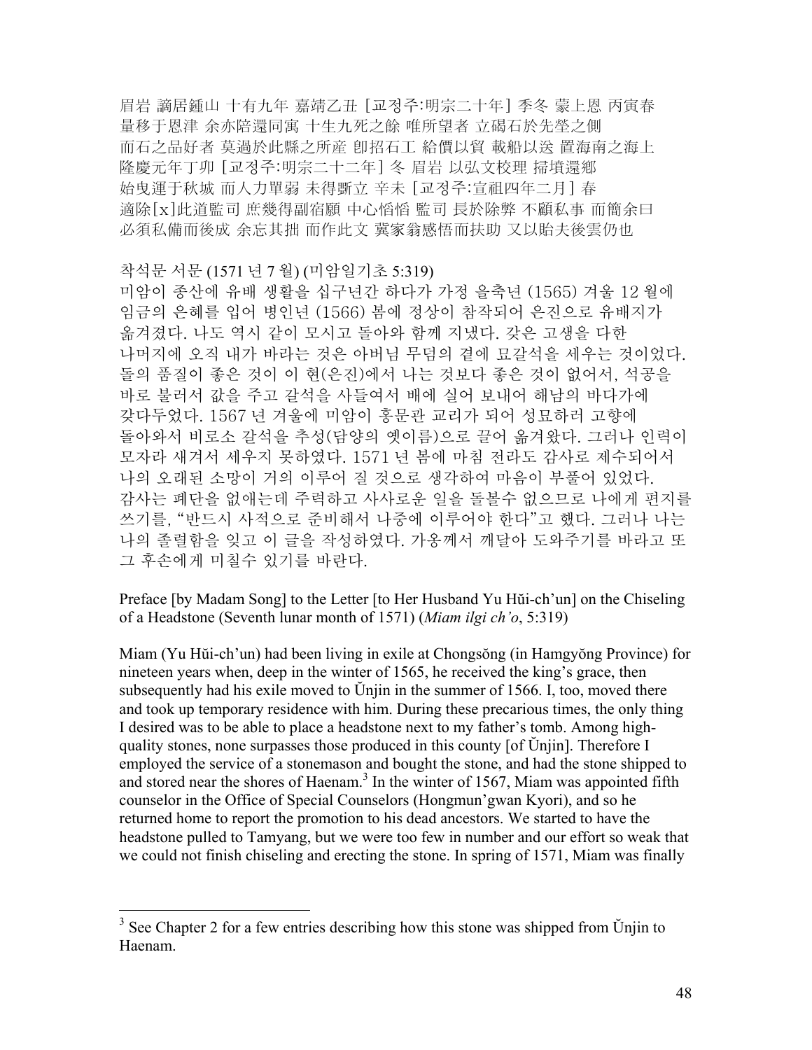眉岩 謫居鍾山 十有九年 嘉靖乙丑 [교정주:明宗二十年] 季冬 蒙上恩 丙寅春 量移于恩津 余亦陪還同寓 十生九死之餘 唯所望者 立碣石於先塋之側 而石之品好者 莫過於此縣之所産 卽招石工 給價以貿 載船以送 置海南之海上 隆慶元年丁卯 [교정주:明宗二十二年] 冬 眉岩 以弘文校理 掃墳還鄕 始曳運于秋城 而人力單弱 未得斲立 辛未 [교정주:宣祖四年二月] 春 適除[x]此道監司 庶幾得副宿願 中心慆慆 監司 長於除弊 不顧私事 而簡余曰 必須私備而後成 余忘其拙 而作此文 冀家翁感悟而扶助 又以貽夫後雲仍也

착석문 서문 (1571 년 7 월) (미암일기초 5:319)

미암이 종산에 유배 생활을 십구년간 하다가 가정 을축년 (1565) 겨울 12 월에 임금의 은혜를 입어 병인년 (1566) 봄에 정상이 참작되어 은진으로 유배지가 옮겨졌다. 나도 역시 같이 모시고 돌아와 함께 지냈다. 갖은 고생을 다한 나머지에 오직 내가 바라는 것은 아버님 무덤의 곁에 묘갈석을 세우는 것이었다. 돌의 품질이 좋은 것이 이 현(은진)에서 나는 것보다 좋은 것이 없어서, 석공을 바로 불러서 값을 주고 갈석을 사들여서 배에 실어 보내어 해남의 바다가에 갖다두었다. 1567 년 겨울에 미암이 홍문관 교리가 되어 성묘하러 고향에 돌아와서 비로소 갈석을 추성(담양의 옛이름)으로 끌어 옮겨왔다. 그러나 인력이 모자라 새겨서 세우지 못하였다. 1571 년 봄에 마침 전라도 감사로 제수되어서 나의 오래된 소망이 거의 이루어 질 것으로 생각하여 마음이 부풀어 있었다. 감사는 폐단을 없애는데 주력하고 사사로운 일을 돌볼수 없으므로 나에게 편지를 쓰기를, "반드시 사적으로 준비해서 나중에 이루어야 한다"고 했다. 그러나 나는 나의 졸렬함을 잊고 이 글을 작성하였다. 가옹께서 깨달아 도와주기를 바라고 또 그 후손에게 미칠수 있기를 바란다.

Preface [by Madam Song] to the Letter [to Her Husband Yu Hŭi-ch'un] on the Chiseling of a Headstone (Seventh lunar month of 1571) (*Miam ilgi ch'o*, 5:319)

Miam (Yu Hŭi-ch'un) had been living in exile at Chongsŏng (in Hamgyŏng Province) for nineteen years when, deep in the winter of 1565, he received the king's grace, then subsequently had his exile moved to Ŭnjin in the summer of 1566. I, too, moved there and took up temporary residence with him. During these precarious times, the only thing I desired was to be able to place a headstone next to my father's tomb. Among high-quality stones, none surpasses those produced in this county [of Ŭnjin]. Therefore I employed the service of a stonemason and bought the stone, and had the stone shipped to and stored near the shores of Haenam.[3] In the winter of 1567, Miam was appointed fifth counselor in the Office of Special Counselors (Hongmun'gwan Kyori), and so he returned home to report the promotion to his dead ancestors. We started to have the headstone pulled to Tamyang, but we were too few in number and our effort so weak that we could not finish chiseling and erecting the stone. In spring of 1571, Miam was finally

[3] See Chapter 2 for a few entries describing how this stone was shipped from Ŭnjin to Haenam.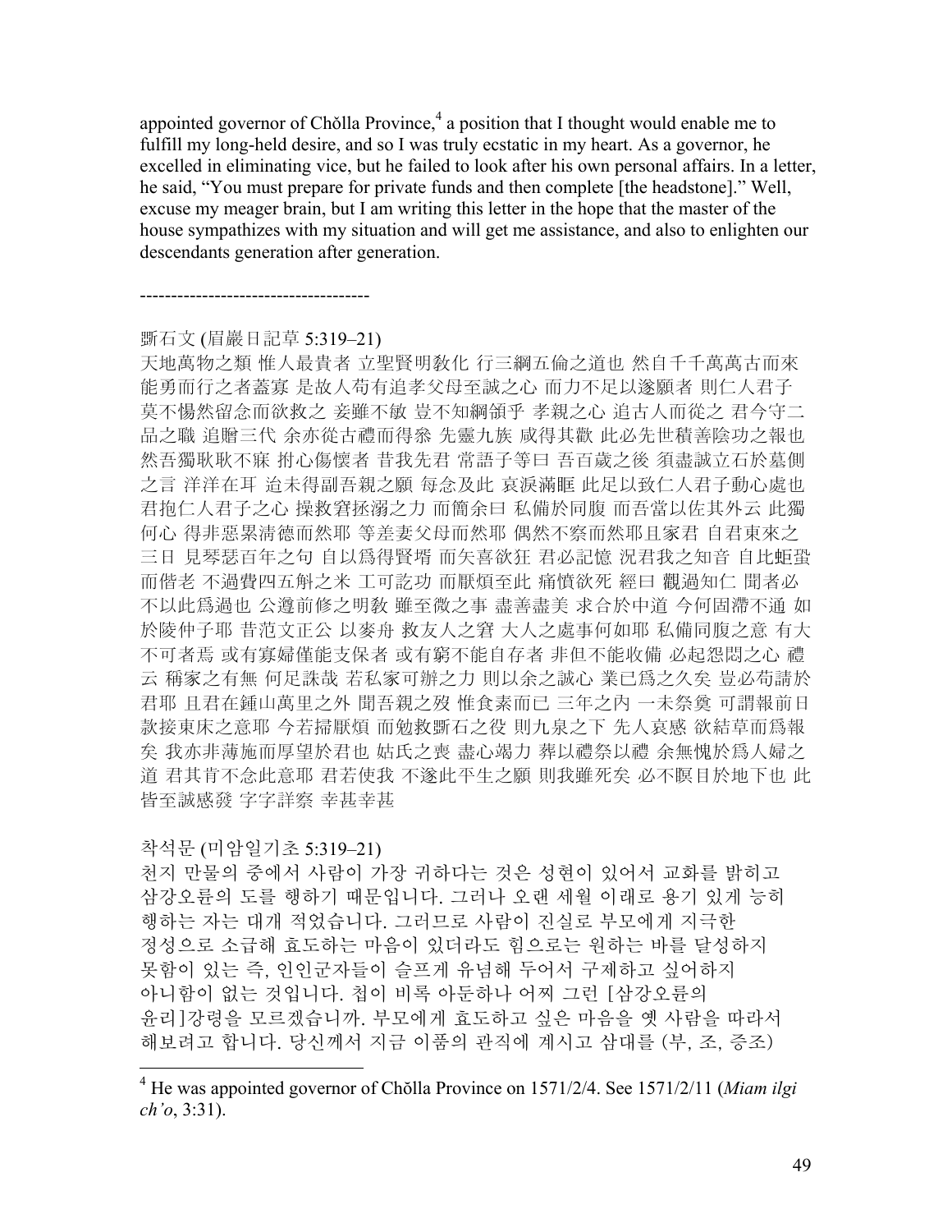appointed governor of Chŏlla Province,[4] a position that I thought would enable me to fulfill my long-held desire, and so I was truly ecstatic in my heart. As a governor, he excelled in eliminating vice, but he failed to look after his own personal affairs. In a letter, he said, "You must prepare for private funds and then complete [the headstone]." Well, excuse my meager brain, but I am writing this letter in the hope that the master of the house sympathizes with my situation and will get me assistance, and also to enlighten our descendants generation after generation.

-------------------------------------

斲石文 (眉巖日記草 5:319–21)

天地萬物之類 惟人最貴者 立聖賢明敎化 行三綱五倫之道也 然自千千萬萬古而來 能勇而行之者蓋寡 是故人苟有追孝父母至誠之心 而力不足以遂願者 則仁人君子 莫不惕然留念而欲救之 妾雖不敏 豈不知綱領乎 孝親之心 追古人而從之 君今守二品之職 追贈三代 余亦從古禮而得叅 先靈九族 咸得其歡 此必先世積善陰功之報也 然吾獨耿耿不寐 拊心傷懷者 昔我先君 常語子等曰 吾百歲之後 須盡誠立石於墓側之言 洋洋在耳 迨未得副吾親之願 每念及此 哀淚滿眶 此足以致仁人君子動心處也 君抱仁人君子之心 操救窘拯溺之力 而簡余曰 私備於同腹 而吾當以佐其外云 此獨何心 得非惡累淸德而然耶 等差妻父母而然耶 偶然不察而然耶且家君 自君東來之三日 見琴瑟百年之句 自以爲得賢壻 而矢喜欲狂 君必記憶 況君我之知音 自比駏蛩而偕老 不過費四五斛之米 工可訖功 而厭煩至此 痛憤欲死 經曰 觀過知仁 聞者必不以此爲過也 公遵前修之明教 雖至微之事 盡善盡美 求合於中道 今何固滯不通 如於陵仲子耶 昔范文正公 以麥舟 救友人之窘 大人之處事何如耶 私備同腹之意 有大不可者焉 或有寡婦僅能支保者 或有窮不能自存者 非但不能收備 必起怨悶之心 禮云 稱家之有無 何足誅哉 若私家可辦之力 則以余之誠心 業已爲之久矣 豈必苟請於君耶 且君在鍾山萬里之外 聞吾親之歿 惟食素而已 三年之內 一未祭奠 可謂報前日款接東床之意耶 今若掃厭煩 而勉救斲石之役 則九泉之下 先人哀感 欲結草而爲報矣 我亦非薄施而厚望於君也 姑氏之喪 盡心竭力 葬以禮祭以禮 余無愧於爲人婦之道 君其肯不念此意耶 君若使我 不遂此平生之願 則我雖死矣 必不瞑目於地下也 此皆至誠感發 字字詳察 幸甚幸甚

착석문 (미암일기초 5:319–21)

천지 만물의 중에서 사람이 가장 귀하다는 것은 성현이 있어서 교화를 밝히고 삼강오륜의 도를 행하기 때문입니다. 그러나 오랜 세월 이래로 용기 있게 능히 행하는 자는 대개 적었습니다. 그러므로 사람이 진실로 부모에게 지극한 정성으로 소급해 효도하는 마음이 있더라도 힘으로는 원하는 바를 달성하지 못함이 있는 즉, 인인군자들이 슬프게 유념해 두어서 구제하고 싶어하지 아니함이 없는 것입니다. 첩이 비록 아둔하나 어찌 그런 [삼강오륜의 윤리]강령을 모르겠습니까. 부모에게 효도하고 싶은 마음을 옛 사람을 따라서 해보려고 합니다. 당신께서 지금 이품의 관직에 계시고 삼대를 (부, 조, 증조)

---

[4] He was appointed governor of Chŏlla Province on 1571/2/4. See 1571/2/11 (*Miam ilgi ch'o*, 3:31).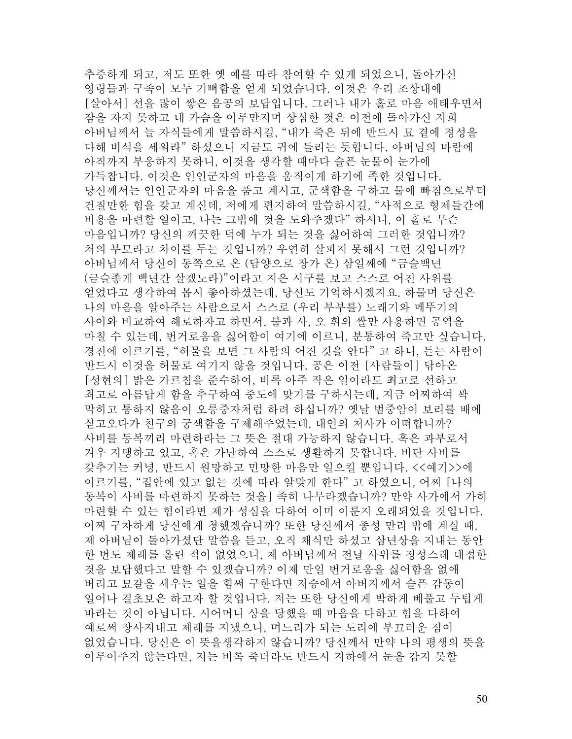추증하게 되고, 저도 또한 옛 예를 따라 참여할 수 있게 되었으니, 돌아가신 영령들과 구족이 모두 기뻐함을 얻게 되었습니다. 이것은 우리 조상대에 [살아서] 선을 많이 쌓은 음공의 보답입니다. 그러나 내가 홀로 마음 애태우면서 잠을 자지 못하고 내 가슴을 어루만지며 상심한 것은 이전에 돌아가신 저희 아버님께서 늘 자식들에게 말씀하시길, "내가 죽은 뒤에 반드시 묘 곁에 정성을 다해 비석을 세워라" 하셨으니 지금도 귀에 들리는 듯합니다. 아버님의 바람에 아직까지 부응하지 못하니, 이것을 생각할 때마다 슬픈 눈물이 눈가에 가득찹니다. 이것은 인인군자의 마음을 움직이게 하기에 족한 것입니다. 당신께서는 인인군자의 마음을 품고 계시고, 군색함을 구하고 물에 빠짐으로부터 건질만한 힘을 갖고 계신데, 저에게 편지하여 말씀하시길, "사적으로 형제들간에 비용을 마련할 일이고, 나는 그밖에 것을 도와주겠다" 하시니, 이 홀로 무슨 마음입니까? 당신의 깨끗한 덕에 누가 되는 것을 싫어하여 그러한 것입니까? 처의 부모라고 차이를 두는 것입니까? 우연히 살피지 못해서 그런 것입니까? 아버님께서 당신이 동쪽으로 온 (담양으로 장가 온) 삼일째에 "금슬백년 (금슬좋게 백년간 살겠노라)"이라고 지은 시구를 보고 스스로 어진 사위를 얻었다고 생각하여 몹시 좋아하셨는데, 당신도 기억하시겠지요. 하물며 당신은 나의 마음을 알아주는 사람으로서 스스로 (우리 부부를) 노래기와 메뚜기의 사이와 비교하여 해로하자고 하면서, 불과 사, 오 휘의 쌀만 사용하면 공역을 마칠 수 있는데, 번거로움을 싫어함이 여기에 이르니, 분통하여 죽고만 싶습니다. 경전에 이르기를, "허물을 보면 그 사람의 어진 것을 안다" 고 하니, 듣는 사람이 반드시 이것을 허물로 여기지 않을 것입니다. 공은 이전 [사람들이] 닦아온 [성현의] 밝은 가르침을 준수하여, 비록 아주 작은 일이라도 최고로 선하고 최고로 아름답게 함을 추구하여 중도에 맞기를 구하시는데, 지금 어찌하여 꽉 막히고 통하지 않음이 오릉중자처럼 하려 하십니까? 옛날 범중암이 보리를 배에 싣고오다가 친구의 궁색함을 구제해주었는데, 대인의 처사가 어떠합니까? 사비를 동복끼리 마련하라는 그 뜻은 절대 가능하지 않습니다. 혹은 과부로서 겨우 지탱하고 있고, 혹은 가난하여 스스로 생활하지 못합니다. 비단 사비를 갖추기는 커녕, 반드시 원망하고 민망한 마음만 일으킬 뿐입니다. <<예기>>에 이르기를, "집안에 있고 없는 것에 따라 알맞게 한다" 고 하였으니, 어찌 [나의 동복이 사비를 마련하지 못하는 것을] 족히 나무라겠습니까? 만약 사가에서 가히 마련할 수 있는 힘이라면 제가 성심을 다하여 이미 이룬지 오래되었을 것입니다. 어찌 구차하게 당신에게 청했겠습니까? 또한 당신께서 종성 만리 밖에 계실 때, 제 아버님이 돌아가셨단 말씀을 듣고, 오직 채식만 하셨고 삼년상을 지내는 동안 한 번도 제례를 올린 적이 없었으니, 제 아버님께서 전날 사위를 정성스레 대접한 것을 보답했다고 말할 수 있겠습니까? 이제 만일 번거로움을 싫어함을 없애 버리고 묘갈을 세우는 일을 힘써 구한다면 저승에서 아버지께서 슬픈 감동이 일어나 결초보은 하고자 할 것입니다. 저는 또한 당신에게 박하게 베풀고 두텁게 바라는 것이 아닙니다. 시어머니 상을 당했을 때 마음을 다하고 힘을 다하여 예로써 장사지내고 제례를 지냈으니, 며느리가 되는 도리에 부끄러운 점이 없었습니다. 당신은 이 뜻을생각하지 않습니까? 당신께서 만약 나의 평생의 뜻을 이루어주지 않는다면, 저는 비록 죽더라도 반드시 지하에서 눈을 감지 못할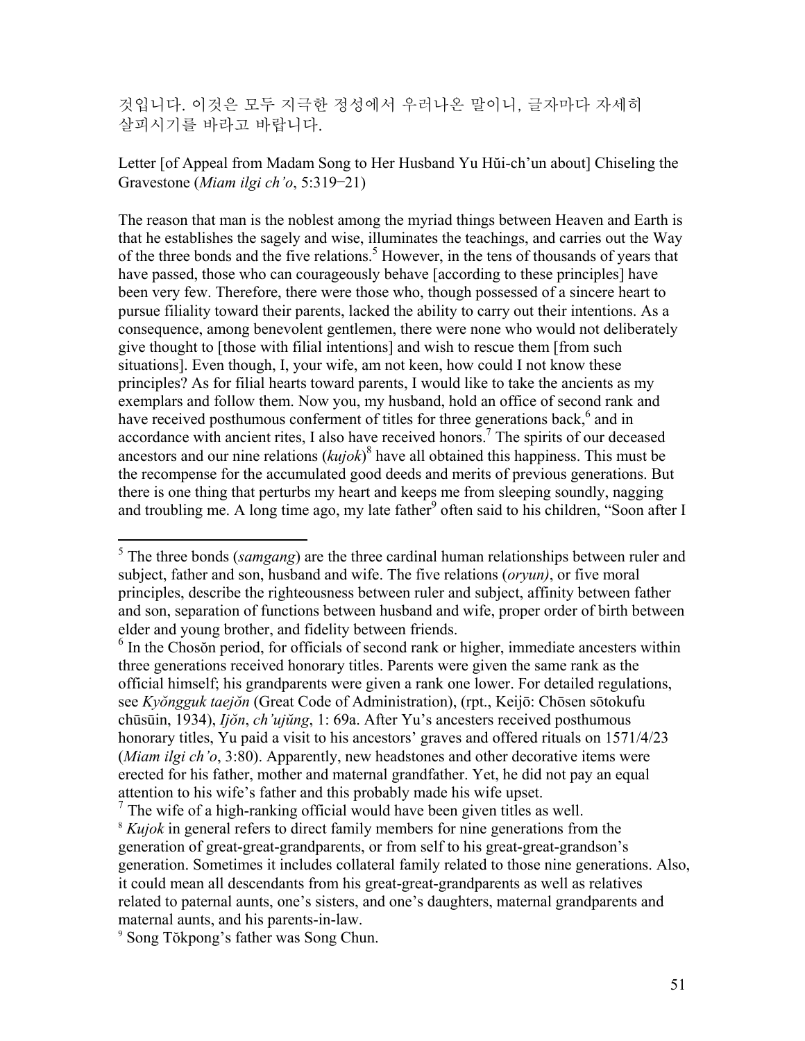것입니다. 이것은 모두 지극한 정성에서 우러나온 말이니, 글자마다 자세히 살피시기를 바라고 바랍니다.

Letter [of Appeal from Madam Song to Her Husband Yu Hŭi-ch'un about] Chiseling the Gravestone (*Miam ilgi ch'o*, 5:319−21)

The reason that man is the noblest among the myriad things between Heaven and Earth is that he establishes the sagely and wise, illuminates the teachings, and carries out the Way of the three bonds and the five relations.[5] However, in the tens of thousands of years that have passed, those who can courageously behave [according to these principles] have been very few. Therefore, there were those who, though possessed of a sincere heart to pursue filiality toward their parents, lacked the ability to carry out their intentions. As a consequence, among benevolent gentlemen, there were none who would not deliberately give thought to [those with filial intentions] and wish to rescue them [from such situations]. Even though, I, your wife, am not keen, how could I not know these principles? As for filial hearts toward parents, I would like to take the ancients as my exemplars and follow them. Now you, my husband, hold an office of second rank and have received posthumous conferment of titles for three generations back,[6] and in accordance with ancient rites, I also have received honors.[7] The spirits of our deceased ancestors and our nine relations (*kujok*)[8] have all obtained this happiness. This must be the recompense for the accumulated good deeds and merits of previous generations. But there is one thing that perturbs my heart and keeps me from sleeping soundly, nagging and troubling me. A long time ago, my late father[9] often said to his children, "Soon after I

---

[5] The three bonds (*samgang*) are the three cardinal human relationships between ruler and subject, father and son, husband and wife. The five relations (*oryun)*, or five moral principles, describe the righteousness between ruler and subject, affinity between father and son, separation of functions between husband and wife, proper order of birth between elder and young brother, and fidelity between friends.

[6] In the Chosŏn period, for officials of second rank or higher, immediate ancesters within three generations received honorary titles. Parents were given the same rank as the official himself; his grandparents were given a rank one lower. For detailed regulations, see *Kyŏngguk taejŏn* (Great Code of Administration), (rpt., Keijō: Chōsen sōtokufu chūsūin, 1934), *Ijŏn*, *ch'ujŭng*, 1: 69a. After Yu's ancesters received posthumous honorary titles, Yu paid a visit to his ancestors' graves and offered rituals on 1571/4/23 (*Miam ilgi ch'o*, 3:80). Apparently, new headstones and other decorative items were erected for his father, mother and maternal grandfather. Yet, he did not pay an equal attention to his wife's father and this probably made his wife upset.

[7] The wife of a high-ranking official would have been given titles as well.

[8] *Kujok* in general refers to direct family members for nine generations from the generation of great-great-grandparents, or from self to his great-great-grandson's generation. Sometimes it includes collateral family related to those nine generations. Also, it could mean all descendants from his great-great-grandparents as well as relatives related to paternal aunts, one's sisters, and one's daughters, maternal grandparents and maternal aunts, and his parents-in-law.

[9] Song Tŏkpong's father was Song Chun.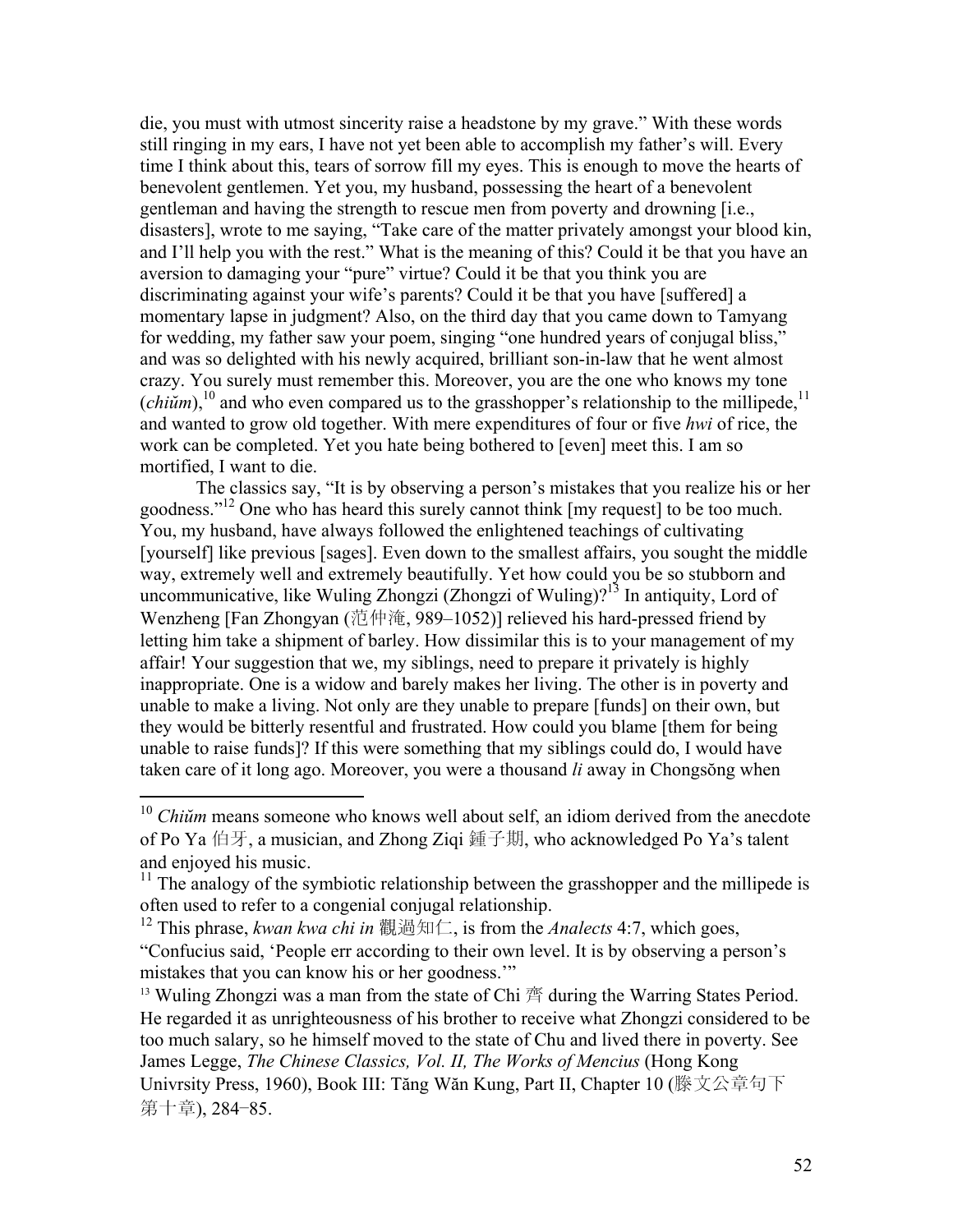die, you must with utmost sincerity raise a headstone by my grave." With these words still ringing in my ears, I have not yet been able to accomplish my father's will. Every time I think about this, tears of sorrow fill my eyes. This is enough to move the hearts of benevolent gentlemen. Yet you, my husband, possessing the heart of a benevolent gentleman and having the strength to rescue men from poverty and drowning [i.e., disasters], wrote to me saying, "Take care of the matter privately amongst your blood kin, and I'll help you with the rest." What is the meaning of this? Could it be that you have an aversion to damaging your "pure" virtue? Could it be that you think you are discriminating against your wife's parents? Could it be that you have [suffered] a momentary lapse in judgment? Also, on the third day that you came down to Tamyang for wedding, my father saw your poem, singing "one hundred years of conjugal bliss," and was so delighted with his newly acquired, brilliant son-in-law that he went almost crazy. You surely must remember this. Moreover, you are the one who knows my tone (*chiŭm*),[10] and who even compared us to the grasshopper's relationship to the millipede,[11] and wanted to grow old together. With mere expenditures of four or five *hwi* of rice, the work can be completed. Yet you hate being bothered to [even] meet this. I am so mortified, I want to die.

The classics say, "It is by observing a person's mistakes that you realize his or her goodness."[12] One who has heard this surely cannot think [my request] to be too much. You, my husband, have always followed the enlightened teachings of cultivating [yourself] like previous [sages]. Even down to the smallest affairs, you sought the middle way, extremely well and extremely beautifully. Yet how could you be so stubborn and uncommunicative, like Wuling Zhongzi (Zhongzi of Wuling)?[13] In antiquity, Lord of Wenzheng [Fan Zhongyan (范仲淹, 989–1052)] relieved his hard-pressed friend by letting him take a shipment of barley. How dissimilar this is to your management of my affair! Your suggestion that we, my siblings, need to prepare it privately is highly inappropriate. One is a widow and barely makes her living. The other is in poverty and unable to make a living. Not only are they unable to prepare [funds] on their own, but they would be bitterly resentful and frustrated. How could you blame [them for being unable to raise funds]? If this were something that my siblings could do, I would have taken care of it long ago. Moreover, you were a thousand *li* away in Chongsŏng when

---

[10] *Chiŭm* means someone who knows well about self, an idiom derived from the anecdote of Po Ya 伯牙, a musician, and Zhong Ziqi 鍾子期, who acknowledged Po Ya's talent and enjoyed his music.

[11] The analogy of the symbiotic relationship between the grasshopper and the millipede is often used to refer to a congenial conjugal relationship.

[12] This phrase, *kwan kwa chi in* 觀過知仁, is from the *Analects* 4:7, which goes, "Confucius said, 'People err according to their own level. It is by observing a person's mistakes that you can know his or her goodness.'"

[13] Wuling Zhongzi was a man from the state of Chi 齊 during the Warring States Period. He regarded it as unrighteousness of his brother to receive what Zhongzi considered to be too much salary, so he himself moved to the state of Chu and lived there in poverty. See James Legge, *The Chinese Classics, Vol. II, The Works of Mencius* (Hong Kong Univrsity Press, 1960), Book III: Tăng Wăn Kung, Part II, Chapter 10 (滕文公章句下第十章), 284–85.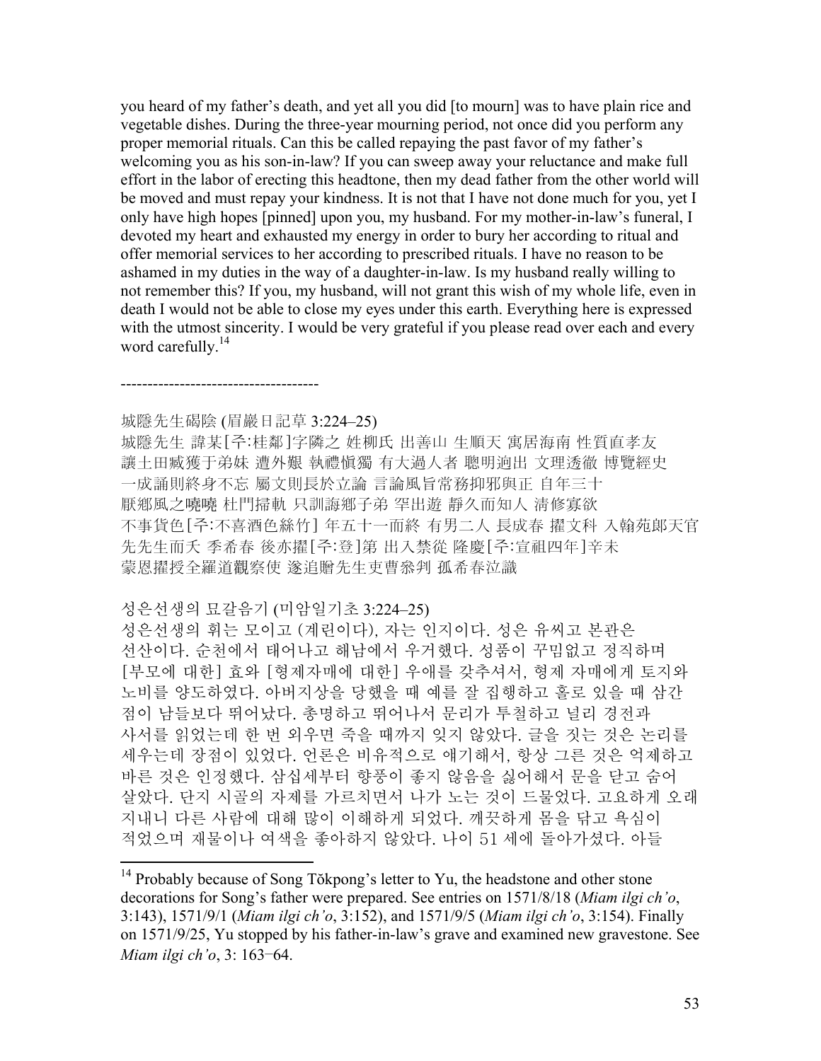you heard of my father's death, and yet all you did [to mourn] was to have plain rice and vegetable dishes. During the three-year mourning period, not once did you perform any proper memorial rituals. Can this be called repaying the past favor of my father's welcoming you as his son-in-law? If you can sweep away your reluctance and make full effort in the labor of erecting this headtone, then my dead father from the other world will be moved and must repay your kindness. It is not that I have not done much for you, yet I only have high hopes [pinned] upon you, my husband. For my mother-in-law's funeral, I devoted my heart and exhausted my energy in order to bury her according to ritual and offer memorial services to her according to prescribed rituals. I have no reason to be ashamed in my duties in the way of a daughter-in-law. Is my husband really willing to not remember this? If you, my husband, will not grant this wish of my whole life, even in death I would not be able to close my eyes under this earth. Everything here is expressed with the utmost sincerity. I would be very grateful if you please read over each and every word carefully.[14]

------------------------------------

城隱先生碣陰 (眉巖日記草 3:224–25)
城隱先生 諱某[주:桂鄰]字隣之 姓柳氏 出善山 生順天 寓居海南 性質直孝友 讓土田臧獲于弟妹 遭外艱 執禮愼獨 有大過人者 聰明逈出 文理透徹 博覽經史 一成誦則終身不忘 屬文則長於立論 言論風旨常務抑邪與正 自年三十 厭鄉風之嘵嘵 杜門掃軌 只訓誨鄉子弟 罕出遊 靜久而知人 淸修寡欲 不事貨色[주:不喜酒色絲竹] 年五十一而終 有男二人 長成春 擢文科 入翰苑郎天官 先先生而夭 季希春 後亦擢[주:登]第 出入禁從 隆慶[주:宣祖四年]辛未 蒙恩擢授全羅道觀察使 遂追贈先生吏曹叅判 孤希春泣識

성은선생의 묘갈음기 (미암일기초 3:224–25)
성은선생의 휘는 모이고 (계린이다), 자는 인지이다. 성은 유씨고 본관은 선산이다. 순천에서 태어나고 해남에서 우거했다. 성품이 꾸밈없고 정직하며 [부모에 대한] 효와 [형제자매에 대한] 우애를 갖추셔서, 형제 자매에게 토지와 노비를 양도하였다. 아버지상을 당했을 때 예를 잘 집행하고 홀로 있을 때 삼간 점이 남들보다 뛰어났다. 총명하고 뛰어나서 문리가 투철하고 널리 경전과 사서를 읽었는데 한 번 외우면 죽을 때까지 잊지 않았다. 글을 짓는 것은 논리를 세우는데 장점이 있었다. 언론은 비유적으로 얘기해서, 항상 그른 것은 억제하고 바른 것은 인정했다. 삼십세부터 향풍이 좋지 않음을 싫어해서 문을 닫고 숨어 살았다. 단지 시골의 자제를 가르치면서 나가 노는 것이 드물었다. 고요하게 오래 지내니 다른 사람에 대해 많이 이해하게 되었다. 깨끗하게 몸을 닦고 욕심이 적었으며 재물이나 여색을 좋아하지 않았다. 나이 51 세에 돌아가셨다. 아들

[14] Probably because of Song Tŏkpong's letter to Yu, the headstone and other stone decorations for Song's father were prepared. See entries on 1571/8/18 (*Miam ilgi ch'o*, 3:143), 1571/9/1 (*Miam ilgi ch'o*, 3:152), and 1571/9/5 (*Miam ilgi ch'o*, 3:154). Finally on 1571/9/25, Yu stopped by his father-in-law's grave and examined new gravestone. See *Miam ilgi ch'o*, 3: 163−64.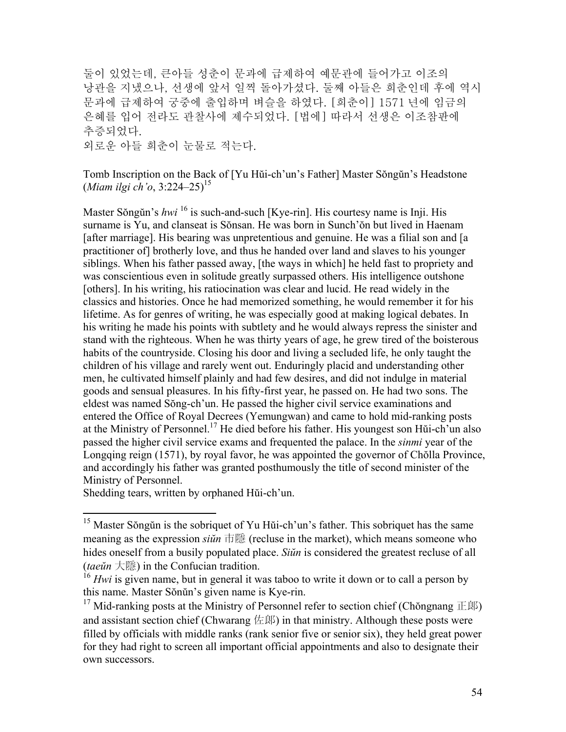둘이 있었는데, 큰아들 성춘이 문과에 급제하여 예문관에 들어가고 이조의 낭관을 지냈으나, 선생에 앞서 일찍 돌아가셨다. 둘째 아들은 희춘인데 후에 역시 문과에 급제하여 궁중에 출입하며 벼슬을 하였다. [희춘이] 1571 년에 임금의 은혜를 입어 전라도 관찰사에 제수되었다. [법에] 따라서 선생은 이조참판에 추증되었다.
외로운 아들 희춘이 눈물로 적는다.

Tomb Inscription on the Back of [Yu Hŭi-ch'un's Father] Master Sŏngŭn's Headstone (*Miam ilgi ch'o*, 3:224–25)[15]

Master Sŏngŭn's *hwi* [16] is such-and-such [Kye-rin]. His courtesy name is Inji. His surname is Yu, and clanseat is Sŏnsan. He was born in Sunch'ŏn but lived in Haenam [after marriage]. His bearing was unpretentious and genuine. He was a filial son and [a practitioner of] brotherly love, and thus he handed over land and slaves to his younger siblings. When his father passed away, [the ways in which] he held fast to propriety and was conscientious even in solitude greatly surpassed others. His intelligence outshone [others]. In his writing, his ratiocination was clear and lucid. He read widely in the classics and histories. Once he had memorized something, he would remember it for his lifetime. As for genres of writing, he was especially good at making logical debates. In his writing he made his points with subtlety and he would always repress the sinister and stand with the righteous. When he was thirty years of age, he grew tired of the boisterous habits of the countryside. Closing his door and living a secluded life, he only taught the children of his village and rarely went out. Enduringly placid and understanding other men, he cultivated himself plainly and had few desires, and did not indulge in material goods and sensual pleasures. In his fifty-first year, he passed on. He had two sons. The eldest was named Sŏng-ch'un. He passed the higher civil service examinations and entered the Office of Royal Decrees (Yemungwan) and came to hold mid-ranking posts at the Ministry of Personnel.[17] He died before his father. His youngest son Hŭi-ch'un also passed the higher civil service exams and frequented the palace. In the *sinmi* year of the Longqing reign (1571), by royal favor, he was appointed the governor of Chŏlla Province, and accordingly his father was granted posthumously the title of second minister of the Ministry of Personnel.
Shedding tears, written by orphaned Hŭi-ch'un.

---

[15] Master Sŏngŭn is the sobriquet of Yu Hŭi-ch'un's father. This sobriquet has the same meaning as the expression *siŭn* 市隱 (recluse in the market), which means someone who hides oneself from a busily populated place. *Siŭn* is considered the greatest recluse of all (*taeŭn* 大隱) in the Confucian tradition.

[16] *Hwi* is given name, but in general it was taboo to write it down or to call a person by this name. Master Sŏnŭn's given name is Kye-rin.

[17] Mid-ranking posts at the Ministry of Personnel refer to section chief (Chŏngnang 正郎) and assistant section chief (Chwarang 佐郎) in that ministry. Although these posts were filled by officials with middle ranks (rank senior five or senior six), they held great power for they had right to screen all important official appointments and also to designate their own successors.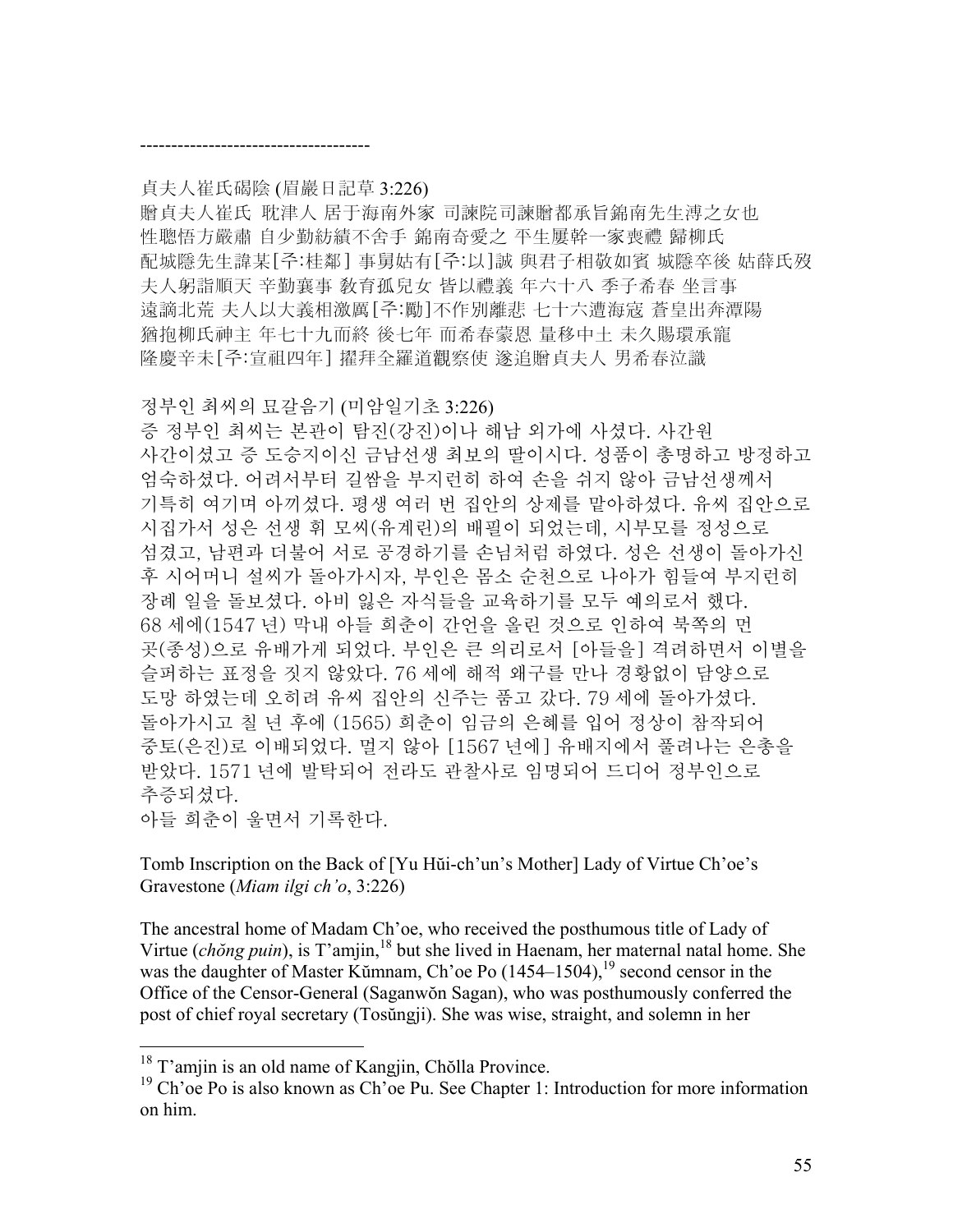-------------------------------------

貞夫人崔氏碣陰 (眉巖日記草 3:226)
贈貞夫人崔氏 耽津人 居于海南外家 司諫院司諫贈都承旨錦南先生溥之女也
性聰悟方嚴肅 自少勤紡績不舍手 錦南奇愛之 平生屢幹一家喪禮 歸柳氏
配城隱先生諱某[주:桂鄰] 事舅姑有[주:以]誠 與君子相敬如賓 城隱卒後 姑薛氏歿
夫人躬詣順天 辛勤襄事 敎育孤兒女 皆以禮義 年六十八 季子希春 坐言事
遠謫北荒 夫人以大義相激厲[주:勵]不作別離悲 七十六遭海寇 蒼皇出奔潭陽
猶抱柳氏神主 年七十九而終 後七年 而希春蒙恩 量移中土 未久賜環承寵
隆慶辛未[주:宣祖四年] 擢拜全羅道觀察使 遂追贈貞夫人 男希春泣識

정부인 최씨의 묘갈음기 (미암일기초 3:226)
증 정부인 최씨는 본관이 탐진(강진)이나 해남 외가에 사셨다. 사간원 사간이셨고 증 도승지이신 금남선생 최보의 딸이시다. 성품이 총명하고 방정하고 엄숙하셨다. 어려서부터 길쌈을 부지런히 하여 손을 쉬지 않아 금남선생께서 기특히 여기며 아끼셨다. 평생 여러 번 집안의 상제를 맡아하셨다. 유씨 집안으로 시집가서 성은 선생 휘 모씨(유계린)의 배필이 되었는데, 시부모를 정성으로 섬겼고, 남편과 더불어 서로 공경하기를 손님처럼 하였다. 성은 선생이 돌아가신 후 시어머니 설씨가 돌아가시자, 부인은 몸소 순천으로 나아가 힘들여 부지런히 장례 일을 돌보셨다. 아비 잃은 자식들을 교육하기를 모두 예의로서 했다. 68 세에(1547 년) 막내 아들 희춘이 간언을 올린 것으로 인하여 북쪽의 먼 곳(종성)으로 유배가게 되었다. 부인은 큰 의리로서 [아들을] 격려하면서 이별을 슬퍼하는 표정을 짓지 않았다. 76 세에 해적 왜구를 만나 경황없이 담양으로 도망 하였는데 오히려 유씨 집안의 신주는 품고 갔다. 79 세에 돌아가셨다. 돌아가시고 칠 년 후에 (1565) 희춘이 임금의 은혜를 입어 정상이 참작되어 중토(은진)로 이배되었다. 멀지 않아 [1567 년에] 유배지에서 풀려나는 은총을 받았다. 1571 년에 발탁되어 전라도 관찰사로 임명되어 드디어 정부인으로 추증되셨다.
아들 희춘이 울면서 기록한다.

Tomb Inscription on the Back of [Yu Hŭi-ch'un's Mother] Lady of Virtue Ch'oe's Gravestone (*Miam ilgi ch'o*, 3:226)

The ancestral home of Madam Ch'oe, who received the posthumous title of Lady of Virtue (*chŏng puin*), is T'amjin,[18] but she lived in Haenam, her maternal natal home. She was the daughter of Master Kŭmnam, Ch'oe Po (1454–1504),[19] second censor in the Office of the Censor-General (Saganwŏn Sagan), who was posthumously conferred the post of chief royal secretary (Tosŭngji). She was wise, straight, and solemn in her

[18] T'amjin is an old name of Kangjin, Chŏlla Province.

[19] Ch'oe Po is also known as Ch'oe Pu. See Chapter 1: Introduction for more information on him.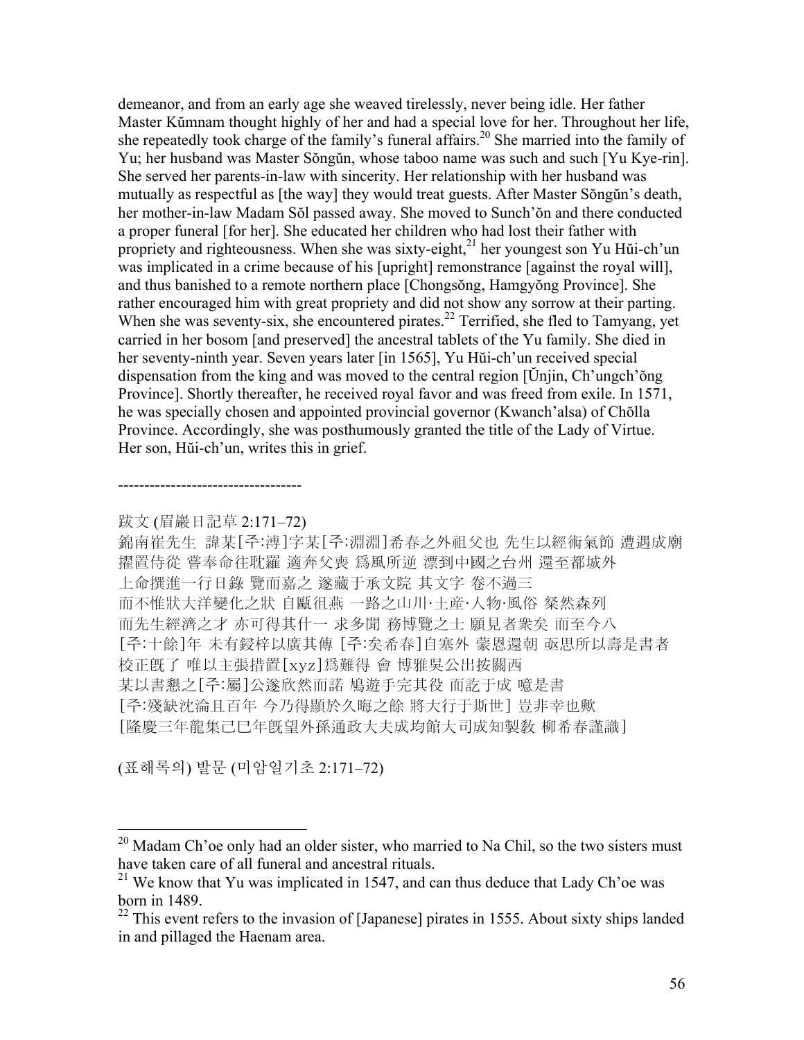demeanor, and from an early age she weaved tirelessly, never being idle. Her father Master Kŭmnam thought highly of her and had a special love for her. Throughout her life, she repeatedly took charge of the family's funeral affairs.[20] She married into the family of Yu; her husband was Master Sŏngŭn, whose taboo name was such and such [Yu Kye-rin]. She served her parents-in-law with sincerity. Her relationship with her husband was mutually as respectful as [the way] they would treat guests. After Master Sŏngŭn's death, her mother-in-law Madam Sŏl passed away. She moved to Sunch'ŏn and there conducted a proper funeral [for her]. She educated her children who had lost their father with propriety and righteousness. When she was sixty-eight,[21] her youngest son Yu Hŭi-ch'un was implicated in a crime because of his [upright] remonstrance [against the royal will], and thus banished to a remote northern place [Chongsŏng, Hamgyŏng Province]. She rather encouraged him with great propriety and did not show any sorrow at their parting. When she was seventy-six, she encountered pirates.[22] Terrified, she fled to Tamyang, yet carried in her bosom [and preserved] the ancestral tablets of the Yu family. She died in her seventy-ninth year. Seven years later [in 1565], Yu Hŭi-ch'un received special dispensation from the king and was moved to the central region [Ŭnjin, Ch'ungch'ŏng Province]. Shortly thereafter, he received royal favor and was freed from exile. In 1571, he was specially chosen and appointed provincial governor (Kwanch'alsa) of Chŏlla Province. Accordingly, she was posthumously granted the title of the Lady of Virtue. Her son, Hŭi-ch'un, writes this in grief.

-----------------------------------

跋文 (眉巖日記草 2:171–72)

錦南崔先生 諱某[주:溥]字某[주:淵淵]希春之外祖父也 先生以經術氣節 遭遇成廟擢置侍從 嘗奉命往耽羅 適奔父喪 爲風所逆 漂到中國之台州 還至都城外上命撰進一行日錄 覽而嘉之 遂藏于承文院 其文字 卷不過三而不惟狀大洋變化之狀 自甌徂燕 一路之山川·土産·人物·風俗 粲然森列而先生經濟之才 亦可得其什一 求多聞 務博覽之士 願見者衆矣 而至今八[주:十餘]年 未有鋟梓以廣其傳 [주:矣希春]自塞外 蒙恩還朝 亟思所以壽是書者校正旣了 唯以主張措置[xyz]爲難得 會 博雅吳公出按關西某以書懇之[주:屬]公遂欣然而諾 鳩遊手完其役 而訖于成 噫是書[주:殘缺沈淪且百年 今乃得顯於久晦之餘 將大行于斯世] 豈非幸也歟[隆慶三年龍集己巳年旣望外孫通政大夫成均館大司成知製敎 柳希春謹識]

(표해록의) 발문 (미암일기초 2:171–72)

[20] Madam Ch'oe only had an older sister, who married to Na Chil, so the two sisters must have taken care of all funeral and ancestral rituals.

[21] We know that Yu was implicated in 1547, and can thus deduce that Lady Ch'oe was born in 1489.

[22] This event refers to the invasion of [Japanese] pirates in 1555. About sixty ships landed in and pillaged the Haenam area.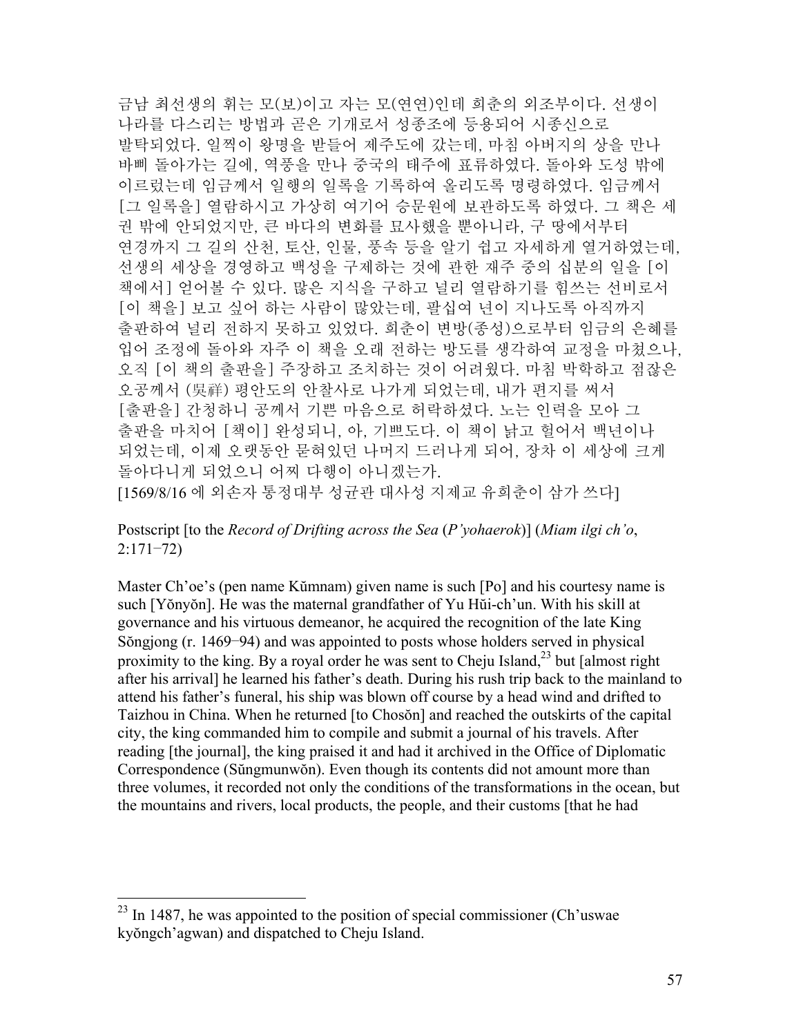금남 최선생의 휘는 모(보)이고 자는 모(연연)인데 희춘의 외조부이다. 선생이 나라를 다스리는 방법과 곧은 기개로서 성종조에 등용되어 시종신으로 발탁되었다. 일찍이 왕명을 받들어 제주도에 갔는데, 마침 아버지의 상을 만나 바삐 돌아가는 길에, 역풍을 만나 중국의 태주에 표류하였다. 돌아와 도성 밖에 이르렀는데 임금께서 일행의 일록을 기록하여 올리도록 명령하였다. 임금께서 [그 일록을] 열람하시고 가상히 여기어 승문원에 보관하도록 하였다. 그 책은 세 권 밖에 안되었지만, 큰 바다의 변화를 묘사했을 뿐아니라, 구 땅에서부터 연경까지 그 길의 산천, 토산, 인물, 풍속 등을 알기 쉽고 자세하게 열거하였는데, 선생의 세상을 경영하고 백성을 구제하는 것에 관한 재주 중의 십분의 일을 [이 책에서] 얻어볼 수 있다. 많은 지식을 구하고 널리 열람하기를 힘쓰는 선비로서 [이 책을] 보고 싶어 하는 사람이 많았는데, 팔십여 년이 지나도록 아직까지 출판하여 널리 전하지 못하고 있었다. 희춘이 변방(종성)으로부터 임금의 은혜를 입어 조정에 돌아와 자주 이 책을 오래 전하는 방도를 생각하여 교정을 마쳤으나, 오직 [이 책의 출판을] 주장하고 조치하는 것이 어려웠다. 마침 박학하고 점잖은 오공께서 (吳祥) 평안도의 안찰사로 나가게 되었는데, 내가 편지를 써서 [출판을] 간청하니 공께서 기쁜 마음으로 허락하셨다. 노는 인력을 모아 그 출판을 마치어 [책이] 완성되니, 아, 기쁘도다. 이 책이 낡고 헐어서 백년이나 되었는데, 이제 오랫동안 묻혀있던 나머지 드러나게 되어, 장차 이 세상에 크게 돌아다니게 되었으니 어찌 다행이 아니겠는가.
[1569/8/16 에 외손자 통정대부 성균관 대사성 지제교 유희춘이 삼가 쓰다]

Postscript [to the *Record of Drifting across the Sea* (*P'yohaerok*)] (*Miam ilgi ch'o*, 2:171−72)

Master Ch'oe's (pen name Kŭmnam) given name is such [Po] and his courtesy name is such [Yŏnyŏn]. He was the maternal grandfather of Yu Hŭi-ch'un. With his skill at governance and his virtuous demeanor, he acquired the recognition of the late King Sŏngjong (r. 1469−94) and was appointed to posts whose holders served in physical proximity to the king. By a royal order he was sent to Cheju Island,[23] but [almost right after his arrival] he learned his father's death. During his rush trip back to the mainland to attend his father's funeral, his ship was blown off course by a head wind and drifted to Taizhou in China. When he returned [to Chosŏn] and reached the outskirts of the capital city, the king commanded him to compile and submit a journal of his travels. After reading [the journal], the king praised it and had it archived in the Office of Diplomatic Correspondence (Sŭngmunwŏn). Even though its contents did not amount more than three volumes, it recorded not only the conditions of the transformations in the ocean, but the mountains and rivers, local products, the people, and their customs [that he had

[23] In 1487, he was appointed to the position of special commissioner (Ch'uswae kyŏngch'agwan) and dispatched to Cheju Island.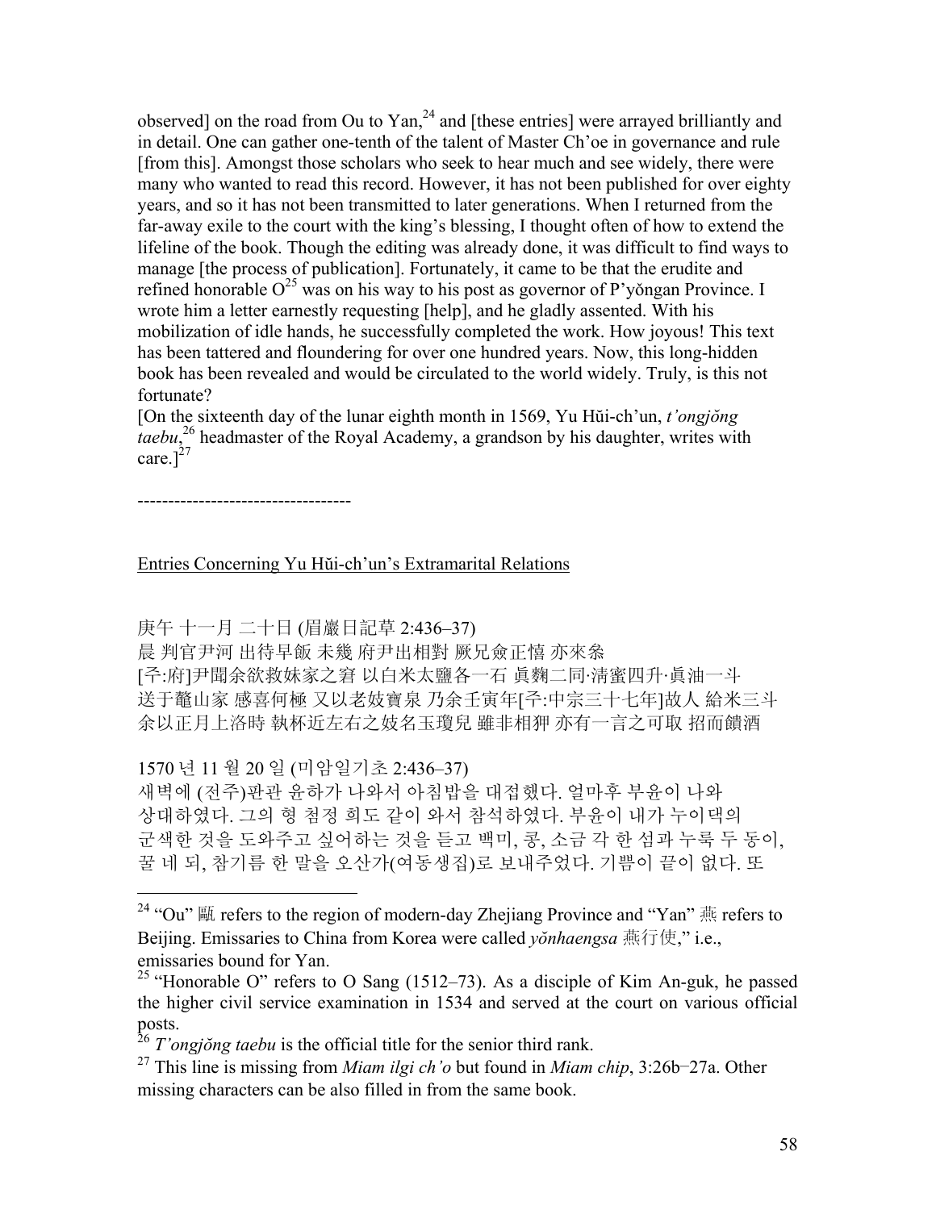observed] on the road from Ou to Yan,[24] and [these entries] were arrayed brilliantly and in detail. One can gather one-tenth of the talent of Master Ch'oe in governance and rule [from this]. Amongst those scholars who seek to hear much and see widely, there were many who wanted to read this record. However, it has not been published for over eighty years, and so it has not been transmitted to later generations. When I returned from the far-away exile to the court with the king's blessing, I thought often of how to extend the lifeline of the book. Though the editing was already done, it was difficult to find ways to manage [the process of publication]. Fortunately, it came to be that the erudite and refined honorable O[25] was on his way to his post as governor of P'yŏngan Province. I wrote him a letter earnestly requesting [help], and he gladly assented. With his mobilization of idle hands, he successfully completed the work. How joyous! This text has been tattered and floundering for over one hundred years. Now, this long-hidden book has been revealed and would be circulated to the world widely. Truly, is this not fortunate?

[On the sixteenth day of the lunar eighth month in 1569, Yu Hŭi-ch'un, *t'ongjŏng taebu*,[26] headmaster of the Royal Academy, a grandson by his daughter, writes with care.][27]

-----------------------------------

<u>Entries Concerning Yu Hŭi-ch'un's Extramarital Relations</u>

庚午 十一月 二十日 (眉巖日記草 2:436–37)
晨 判官尹河 出待早飯 未幾 府尹出相對 厥兄僉正憘 亦來衆
[주:府]尹聞余欲救妹家之窘 以白米太鹽各一石 眞麴二同·淸蜜四升·眞油一斗
送于鼇山家 感喜何極 又以老妓寶泉 乃余壬寅年[주:中宗三十七年]故人 給米三斗
余以正月上洛時 執杯近左右之妓名玉瓊兒 雖非相狎 亦有一言之可取 招而饋酒

1570 년 11 월 20 일 (미암일기초 2:436–37)
새벽에 (전주)판관 윤하가 나와서 아침밥을 대접했다. 얼마후 부윤이 나와 상대하였다. 그의 형 첨정 희도 같이 와서 참석하였다. 부윤이 내가 누이댁의 군색한 것을 도와주고 싶어하는 것을 듣고 백미, 콩, 소금 각 한 섬과 누룩 두 동이, 꿀 네 되, 참기름 한 말을 오산가(여동생집)로 보내주었다. 기쁨이 끝이 없다. 또

---

[24] "Ou" 甌 refers to the region of modern-day Zhejiang Province and "Yan" 燕 refers to Beijing. Emissaries to China from Korea were called *yŏnhaengsa* 燕行使," i.e., emissaries bound for Yan.

[25] "Honorable O" refers to O Sang (1512–73). As a disciple of Kim An-guk, he passed the higher civil service examination in 1534 and served at the court on various official posts.

[26] *T'ongjŏng taebu* is the official title for the senior third rank.

[27] This line is missing from *Miam ilgi ch'o* but found in *Miam chip*, 3:26b–27a. Other missing characters can be also filled in from the same book.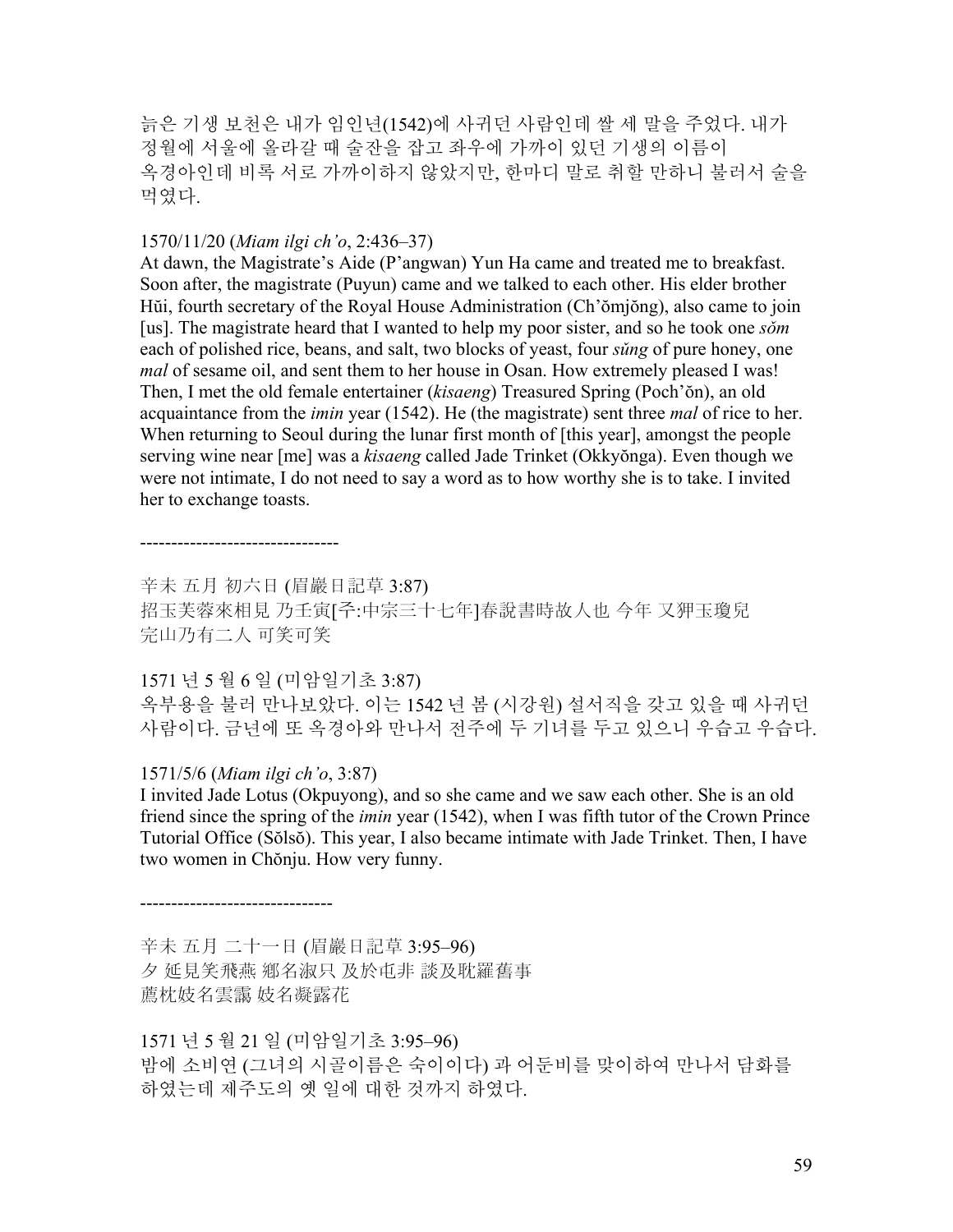늙은 기생 보천은 내가 임인년(1542)에 사귀던 사람인데 쌀 세 말을 주었다. 내가 정월에 서울에 올라갈 때 술잔을 잡고 좌우에 가까이 있던 기생의 이름이 옥경아인데 비록 서로 가까이하지 않았지만, 한마디 말로 취할 만하니 불러서 술을 먹였다.

1570/11/20 (*Miam ilgi ch'o*, 2:436–37)
At dawn, the Magistrate's Aide (P'angwan) Yun Ha came and treated me to breakfast. Soon after, the magistrate (Puyun) came and we talked to each other. His elder brother Hŭi, fourth secretary of the Royal House Administration (Ch'ŏmjŏng), also came to join [us]. The magistrate heard that I wanted to help my poor sister, and so he took one *sŏm* each of polished rice, beans, and salt, two blocks of yeast, four *sŭng* of pure honey, one *mal* of sesame oil, and sent them to her house in Osan. How extremely pleased I was! Then, I met the old female entertainer (*kisaeng*) Treasured Spring (Poch'ŏn), an old acquaintance from the *imin* year (1542). He (the magistrate) sent three *mal* of rice to her. When returning to Seoul during the lunar first month of [this year], amongst the people serving wine near [me] was a *kisaeng* called Jade Trinket (Okkyŏnga). Even though we were not intimate, I do not need to say a word as to how worthy she is to take. I invited her to exchange toasts.

--------------------------------

辛未 五月 初六日 (眉巖日記草 3:87)
招玉芙蓉來相見 乃壬寅[주:中宗三十七年]春說書時故人也 今年 又狎玉瓊兒 完山乃有二人 可笑可笑

1571 년 5 월 6 일 (미암일기초 3:87)
옥부용을 불러 만나보았다. 이는 1542 년 봄 (시강원) 설서직을 갖고 있을 때 사귀던 사람이다. 금년에 또 옥경아와 만나서 전주에 두 기녀를 두고 있으니 우습고 우습다.

1571/5/6 (*Miam ilgi ch'o*, 3:87)
I invited Jade Lotus (Okpuyong), and so she came and we saw each other. She is an old friend since the spring of the *imin* year (1542), when I was fifth tutor of the Crown Prince Tutorial Office (Sŏlsŏ). This year, I also became intimate with Jade Trinket. Then, I have two women in Chŏnju. How very funny.

-------------------------------

辛未 五月 二十一日 (眉巖日記草 3:95–96)
夕 延見笑飛燕 鄕名淑只 及於屯非 談及耽羅舊事
薦枕妓名雲靄 妓名凝露花

1571 년 5 월 21 일 (미암일기초 3:95–96)
밤에 소비연 (그녀의 시골이름은 숙이이다) 과 어둔비를 맞이하여 만나서 담화를 하였는데 제주도의 옛 일에 대한 것까지 하였다.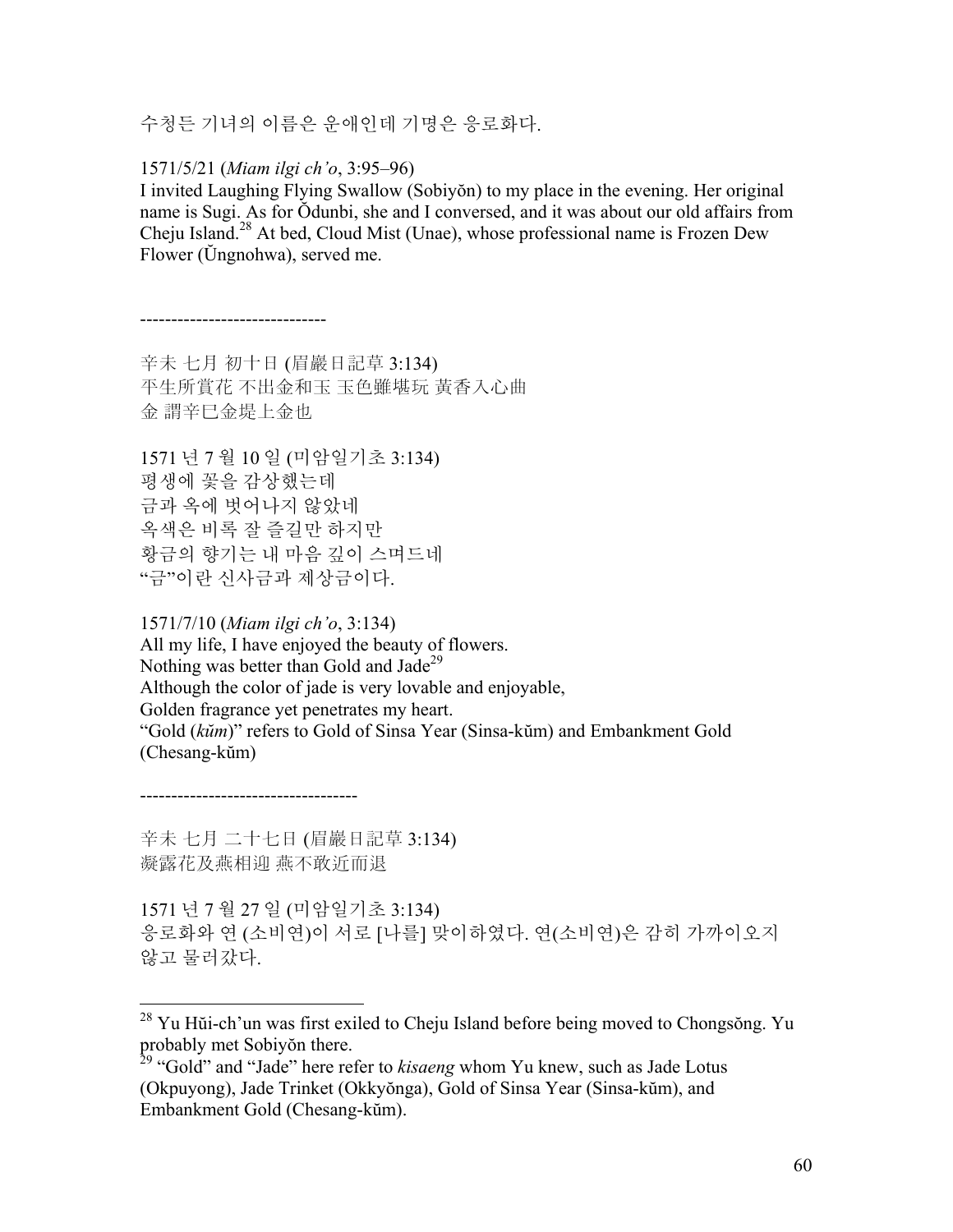수청든 기녀의 이름은 운애인데 기명은 응로화다.

1571/5/21 (*Miam ilgi ch'o*, 3:95–96)
I invited Laughing Flying Swallow (Sobiyŏn) to my place in the evening. Her original name is Sugi. As for Ŏdunbi, she and I conversed, and it was about our old affairs from Cheju Island.[28] At bed, Cloud Mist (Unae), whose professional name is Frozen Dew Flower (Ŭngnohwa), served me.

-----------------------------

辛未 七月 初十日 (眉巖日記草 3:134)
平生所賞花 不出金和玉 玉色雖堪玩 黃香入心曲
金 謂辛巳金堤上金也

1571 년 7 월 10 일 (미암일기초 3:134)
평생에 꽃을 감상했는데
금과 옥에 벗어나지 않았네
옥색은 비록 잘 즐길만 하지만
황금의 향기는 내 마음 깊이 스며드네
"금"이란 신사금과 제상금이다.

1571/7/10 (*Miam ilgi ch'o*, 3:134)
All my life, I have enjoyed the beauty of flowers.
Nothing was better than Gold and Jade[29]
Although the color of jade is very lovable and enjoyable,
Golden fragrance yet penetrates my heart.
"Gold (*kŭm*)" refers to Gold of Sinsa Year (Sinsa-kŭm) and Embankment Gold (Chesang-kŭm)

----------------------------------

辛未 七月 二十七日 (眉巖日記草 3:134)
凝露花及燕相迎 燕不敢近而退

1571 년 7 월 27 일 (미암일기초 3:134)
응로화와 연 (소비연)이 서로 [나를] 맞이하였다. 연(소비연)은 감히 가까이오지 않고 물러갔다.

---

[28] Yu Hŭi-ch'un was first exiled to Cheju Island before being moved to Chongsŏng. Yu probably met Sobiyŏn there.

[29] "Gold" and "Jade" here refer to *kisaeng* whom Yu knew, such as Jade Lotus (Okpuyong), Jade Trinket (Okkyŏnga), Gold of Sinsa Year (Sinsa-kŭm), and Embankment Gold (Chesang-kŭm).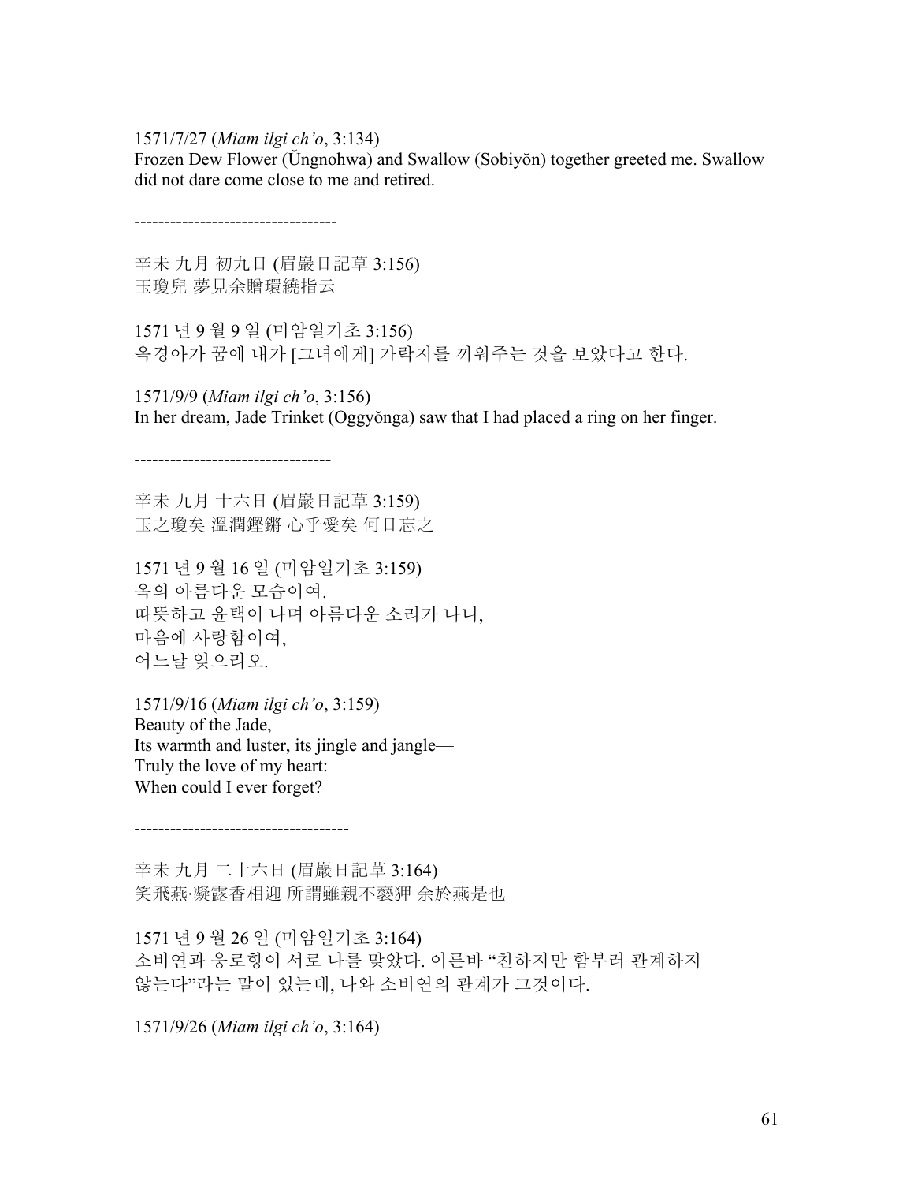1571/7/27 (*Miam ilgi ch'o*, 3:134)
Frozen Dew Flower (Ŭngnohwa) and Swallow (Sobiyŏn) together greeted me. Swallow did not dare come close to me and retired.

----------------------------------

辛未 九月 初九日 (眉巖日記草 3:156)
玉瓊兒 夢見余贈環繞指云

1571 년 9 월 9 일 (미암일기초 3:156)
옥경아가 꿈에 내가 [그녀에게] 가락지를 끼워주는 것을 보았다고 한다.

1571/9/9 (*Miam ilgi ch'o*, 3:156)
In her dream, Jade Trinket (Oggyŏnga) saw that I had placed a ring on her finger.

---------------------------------

辛未 九月 十六日 (眉巖日記草 3:159)
玉之瓊矣 溫潤鏗鏘 心乎愛矣 何日忘之

1571 년 9 월 16 일 (미암일기초 3:159)
옥의 아름다운 모습이여.
따뜻하고 윤택이 나며 아름다운 소리가 나니,
마음에 사랑함이여,
어느날 잊으리오.

1571/9/16 (*Miam ilgi ch'o*, 3:159)
Beauty of the Jade,
Its warmth and luster, its jingle and jangle—
Truly the love of my heart:
When could I ever forget?

------------------------------------

辛未 九月 二十六日 (眉巖日記草 3:164)
笑飛燕·凝露香相迎 所謂雖親不褻狎 余於燕是也

1571 년 9 월 26 일 (미암일기초 3:164)
소비연과 응로향이 서로 나를 맞았다. 이른바 "친하지만 함부러 관계하지 않는다"라는 말이 있는데, 나와 소비연의 관계가 그것이다.

1571/9/26 (*Miam ilgi ch'o*, 3:164)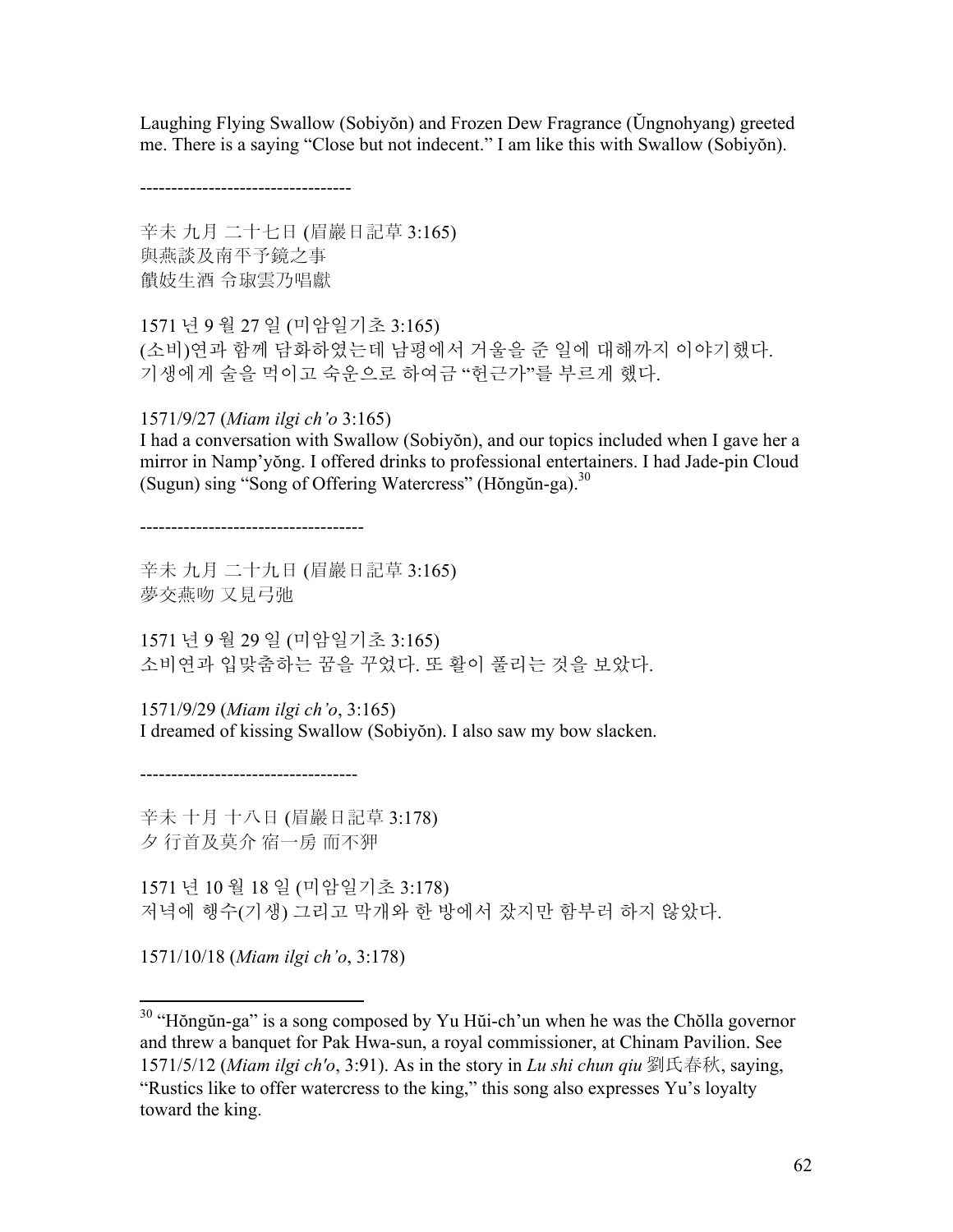Laughing Flying Swallow (Sobiyŏn) and Frozen Dew Fragrance (Ŭngnohyang) greeted me. There is a saying "Close but not indecent." I am like this with Swallow (Sobiyŏn).

----------------------------------

辛未 九月 二十七日 (眉巖日記草 3:165)
與燕談及南平予鏡之事
饋妓生酒 令琡雲乃唱獻

1571 년 9 월 27 일 (미암일기초 3:165)
(소비)연과 함께 담화하였는데 남평에서 거울을 준 일에 대해까지 이야기했다.
기생에게 술을 먹이고 숙운으로 하여금 "헌근가"를 부르게 했다.

1571/9/27 (*Miam ilgi ch'o* 3:165)
I had a conversation with Swallow (Sobiyŏn), and our topics included when I gave her a mirror in Namp'yŏng. I offered drinks to professional entertainers. I had Jade-pin Cloud (Sugun) sing "Song of Offering Watercress" (Hŏngŭn-ga).[30]

------------------------------------

辛未 九月 二十九日 (眉巖日記草 3:165)
夢交燕吻 又見弓弛

1571 년 9 월 29 일 (미암일기초 3:165)
소비연과 입맞춤하는 꿈을 꾸었다. 또 활이 풀리는 것을 보았다.

1571/9/29 (*Miam ilgi ch'o*, 3:165)
I dreamed of kissing Swallow (Sobiyŏn). I also saw my bow slacken.

-----------------------------------

辛未 十月 十八日 (眉巖日記草 3:178)
夕 行首及莫介 宿一房 而不狎

1571 년 10 월 18 일 (미암일기초 3:178)
저녁에 행수(기생) 그리고 막개와 한 방에서 잤지만 함부러 하지 않았다.

1571/10/18 (*Miam ilgi ch'o*, 3:178)

---

[30] "Hŏngŭn-ga" is a song composed by Yu Hŭi-ch'un when he was the Chŏlla governor and threw a banquet for Pak Hwa-sun, a royal commissioner, at Chinam Pavilion. See 1571/5/12 (*Miam ilgi ch'o*, 3:91). As in the story in *Lu shi chun qiu* 劉氏春秋, saying, "Rustics like to offer watercress to the king," this song also expresses Yu's loyalty toward the king.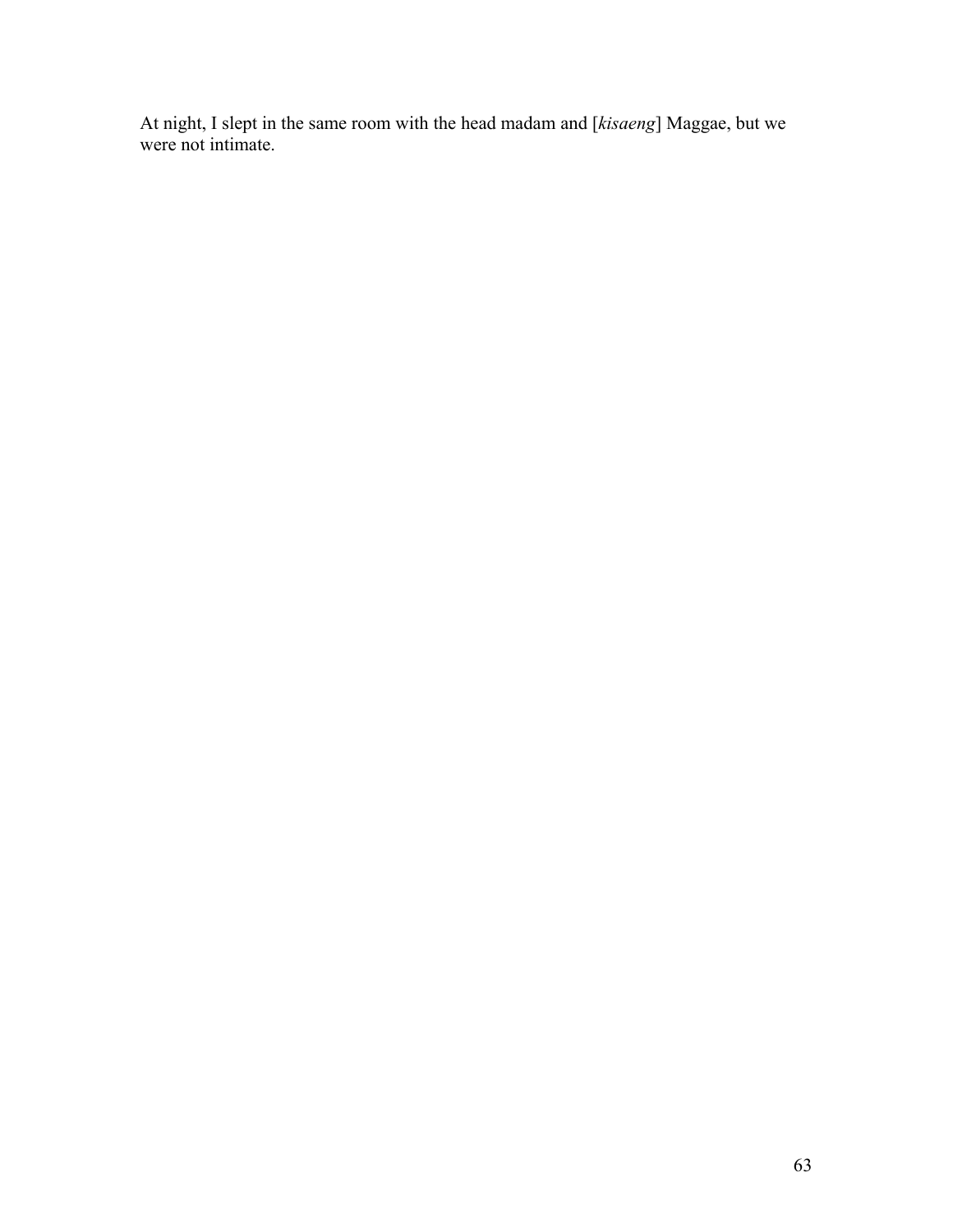At night, I slept in the same room with the head madam and [*kisaeng*] Maggae, but we were not intimate.